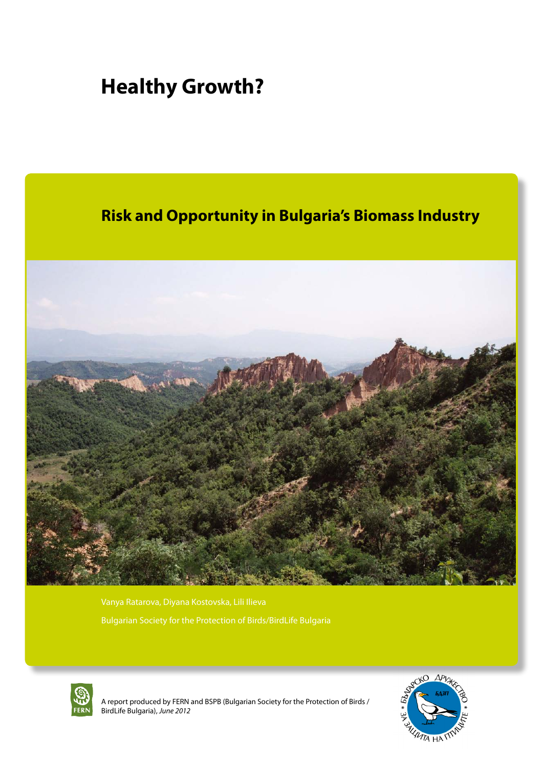# Healthy Growth?

## Risk and Opportunity in Bulgaria's Biomass Industry

Vanya Ratarova, Diyana Kostovska, Lili Ilieva

Bulgarian Society for the Protection of Birds/BirdLife Bulgaria

A report produced by FERN and BSPB (Bulgarian Society for the Protection of Birds / BirdLife Bulgaria), *June 2012*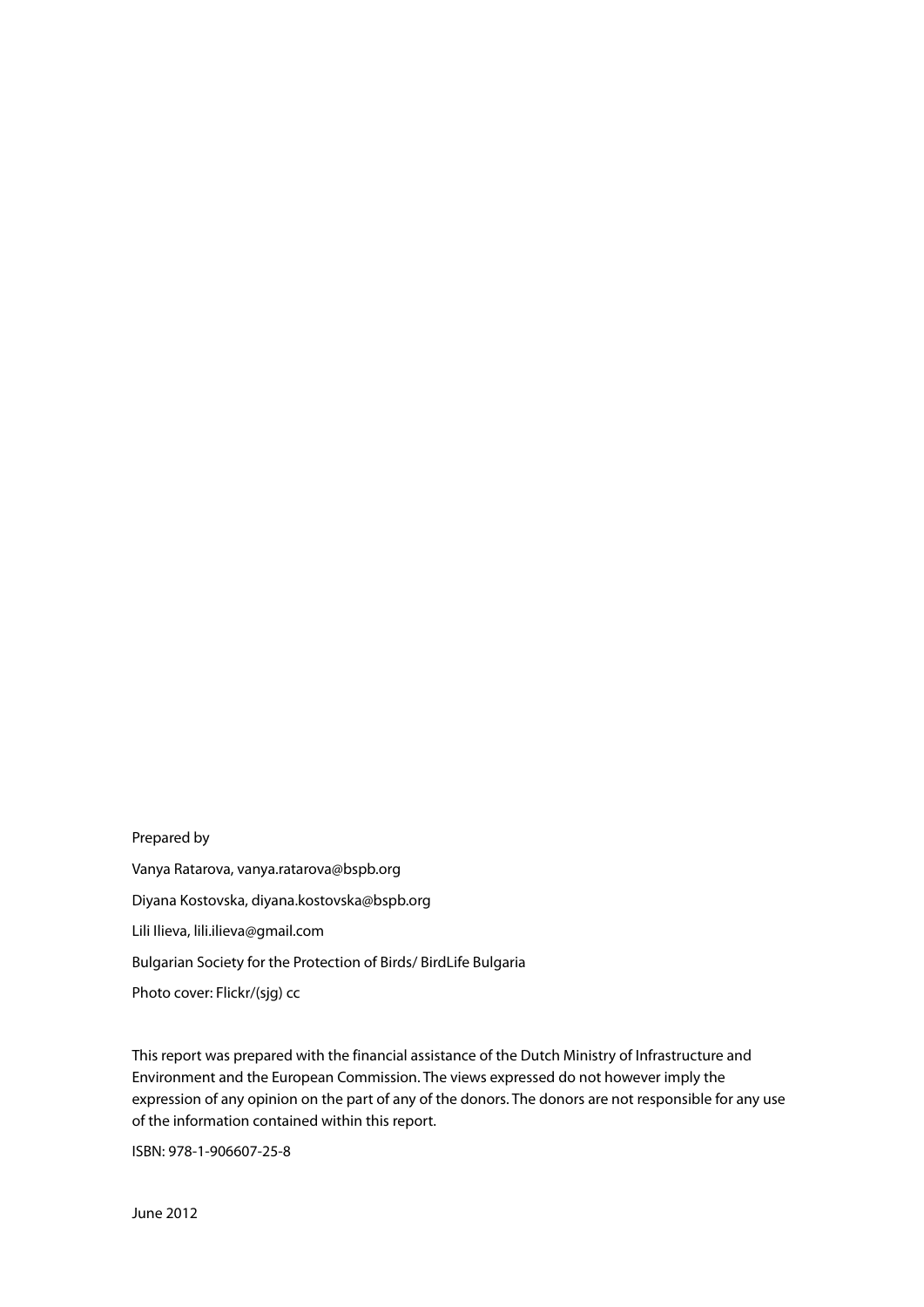Prepared by

Vanya Ratarova, vanya.ratarova@bspb.org

Diyana Kostovska, diyana.kostovska@bspb.org

Lili Ilieva, lili.ilieva@gmail.com

Bulgarian Society for the Protection of Birds/ BirdLife Bulgaria

Photo cover: Flickr/(sjg) cc

This report was prepared with the financial assistance of the Dutch Ministry of Infrastructure and Environment and the European Commission. The views expressed do not however imply the expression of any opinion on the part of any of the donors. The donors are not responsible for any use of the information contained within this report.

ISBN: 978-1-906607-25-8

June 2012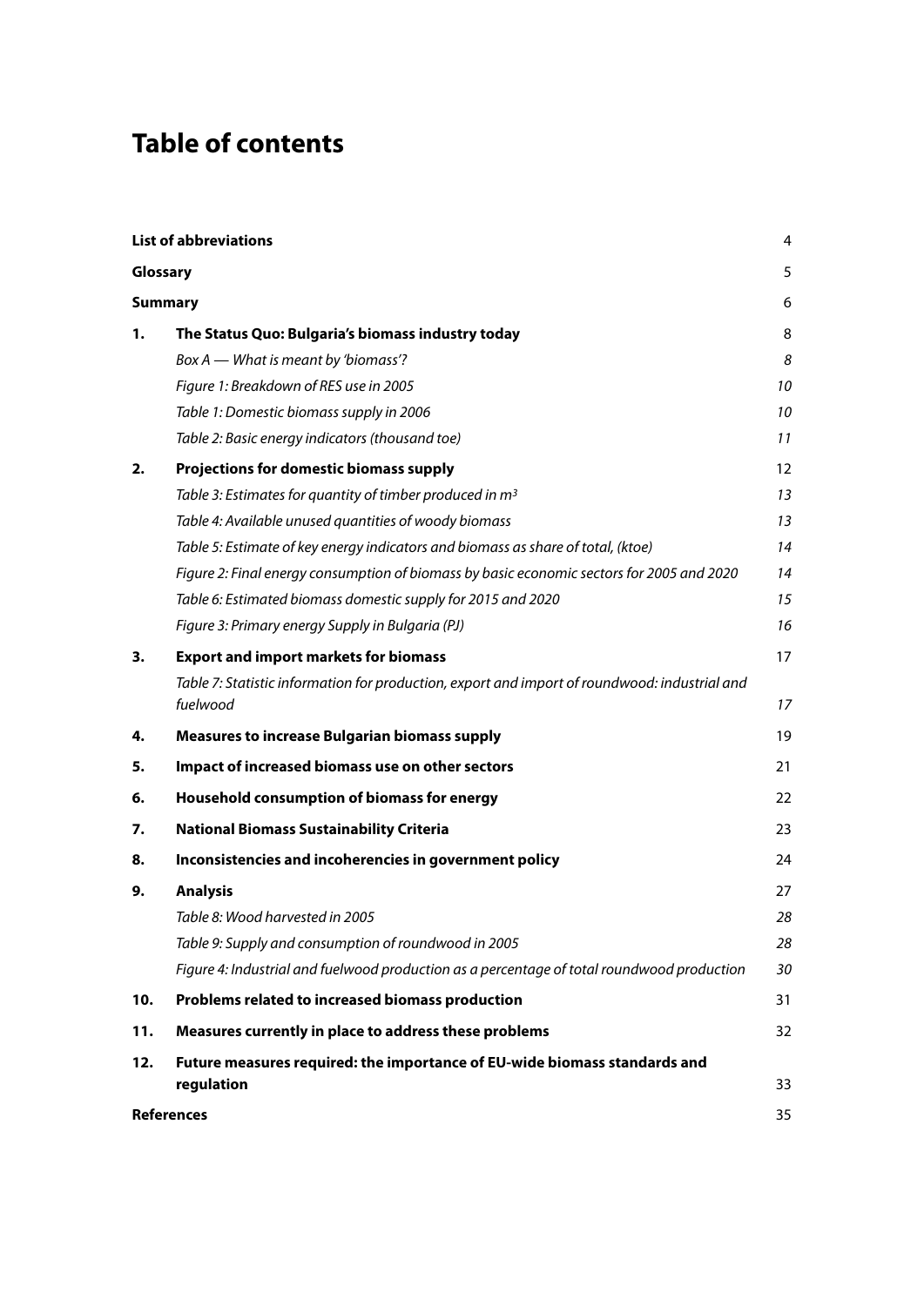# Table of contents

| | | |
|---|---|---|
| **List of abbreviations** | | 4 |
| **Glossary** | | 5 |
| **Summary** | | 6 |
| **1.** | **The Status Quo: Bulgaria's biomass industry today** | 8 |
| | *Box A — What is meant by 'biomass'?* | *8* |
| | *Figure 1: Breakdown of RES use in 2005* | *10* |
| | *Table 1: Domestic biomass supply in 2006* | *10* |
| | *Table 2: Basic energy indicators (thousand toe)* | *11* |
| **2.** | **Projections for domestic biomass supply** | 12 |
| | *Table 3: Estimates for quantity of timber produced in $m^3$* | *13* |
| | *Table 4: Available unused quantities of woody biomass* | *13* |
| | *Table 5: Estimate of key energy indicators and biomass as share of total, (ktoe)* | *14* |
| | *Figure 2: Final energy consumption of biomass by basic economic sectors for 2005 and 2020* | *14* |
| | *Table 6: Estimated biomass domestic supply for 2015 and 2020* | *15* |
| | *Figure 3: Primary energy Supply in Bulgaria (PJ)* | *16* |
| **3.** | **Export and import markets for biomass** | 17 |
| | *Table 7: Statistic information for production, export and import of roundwood: industrial and fuelwood* | *17* |
| **4.** | **Measures to increase Bulgarian biomass supply** | 19 |
| **5.** | **Impact of increased biomass use on other sectors** | 21 |
| **6.** | **Household consumption of biomass for energy** | 22 |
| **7.** | **National Biomass Sustainability Criteria** | 23 |
| **8.** | **Inconsistencies and incoherencies in government policy** | 24 |
| **9.** | **Analysis** | 27 |
| | *Table 8: Wood harvested in 2005* | *28* |
| | *Table 9: Supply and consumption of roundwood in 2005* | *28* |
| | *Figure 4: Industrial and fuelwood production as a percentage of total roundwood production* | *30* |
| **10.** | **Problems related to increased biomass production** | 31 |
| **11.** | **Measures currently in place to address these problems** | 32 |
| **12.** | **Future measures required: the importance of EU-wide biomass standards and regulation** | 33 |
| **References** | | 35 |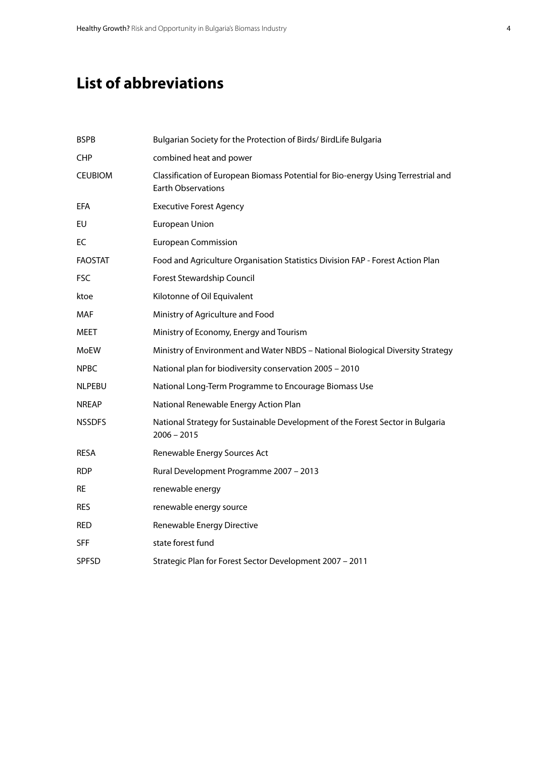# List of abbreviations

| | |
|---|---|
| BSPB | Bulgarian Society for the Protection of Birds/ BirdLife Bulgaria |
| CHP | combined heat and power |
| CEUBIOM | Classification of European Biomass Potential for Bio-energy Using Terrestrial and Earth Observations |
| EFA | Executive Forest Agency |
| EU | European Union |
| EC | European Commission |
| FAOSTAT | Food and Agriculture Organisation Statistics Division FAP - Forest Action Plan |
| FSC | Forest Stewardship Council |
| ktoe | Kilotonne of Oil Equivalent |
| MAF | Ministry of Agriculture and Food |
| MEET | Ministry of Economy, Energy and Tourism |
| MoEW | Ministry of Environment and Water NBDS – National Biological Diversity Strategy |
| NPBC | National plan for biodiversity conservation 2005 – 2010 |
| NLPEBU | National Long-Term Programme to Encourage Biomass Use |
| NREAP | National Renewable Energy Action Plan |
| NSSDFS | National Strategy for Sustainable Development of the Forest Sector in Bulgaria 2006 – 2015 |
| RESA | Renewable Energy Sources Act |
| RDP | Rural Development Programme 2007 – 2013 |
| RE | renewable energy |
| RES | renewable energy source |
| RED | Renewable Energy Directive |
| SFF | state forest fund |
| SPFSD | Strategic Plan for Forest Sector Development 2007 – 2011 |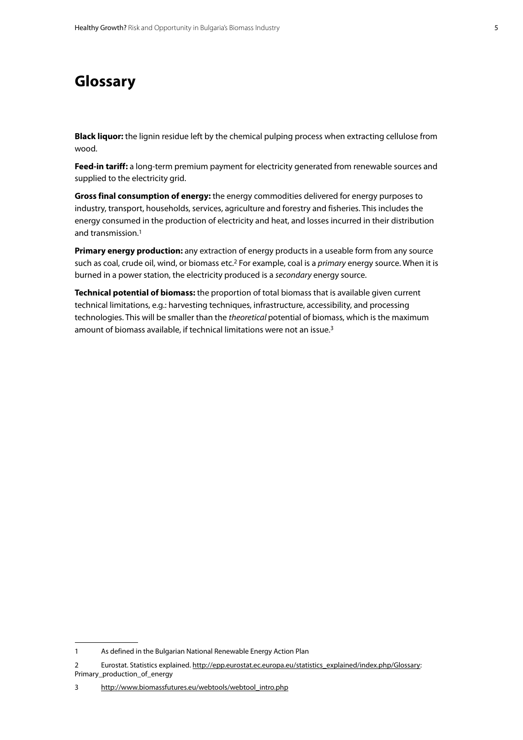# Glossary

**Black liquor:** the lignin residue left by the chemical pulping process when extracting cellulose from wood.

**Feed-in tariff:** a long-term premium payment for electricity generated from renewable sources and supplied to the electricity grid.

**Gross final consumption of energy:** the energy commodities delivered for energy purposes to industry, transport, households, services, agriculture and forestry and fisheries. This includes the energy consumed in the production of electricity and heat, and losses incurred in their distribution and transmission.[1]

**Primary energy production:** any extraction of energy products in a useable form from any source such as coal, crude oil, wind, or biomass etc.[2] For example, coal is a *primary* energy source. When it is burned in a power station, the electricity produced is a *secondary* energy source.

**Technical potential of biomass:** the proportion of total biomass that is available given current technical limitations, e.g.: harvesting techniques, infrastructure, accessibility, and processing technologies. This will be smaller than the *theoretical* potential of biomass, which is the maximum amount of biomass available, if technical limitations were not an issue.[3]

---

1 As defined in the Bulgarian National Renewable Energy Action Plan

2 Eurostat. Statistics explained. http://epp.eurostat.ec.europa.eu/statistics_explained/index.php/Glossary:Primary_production_of_energy

3 http://www.biomassfutures.eu/webtools/webtool_intro.php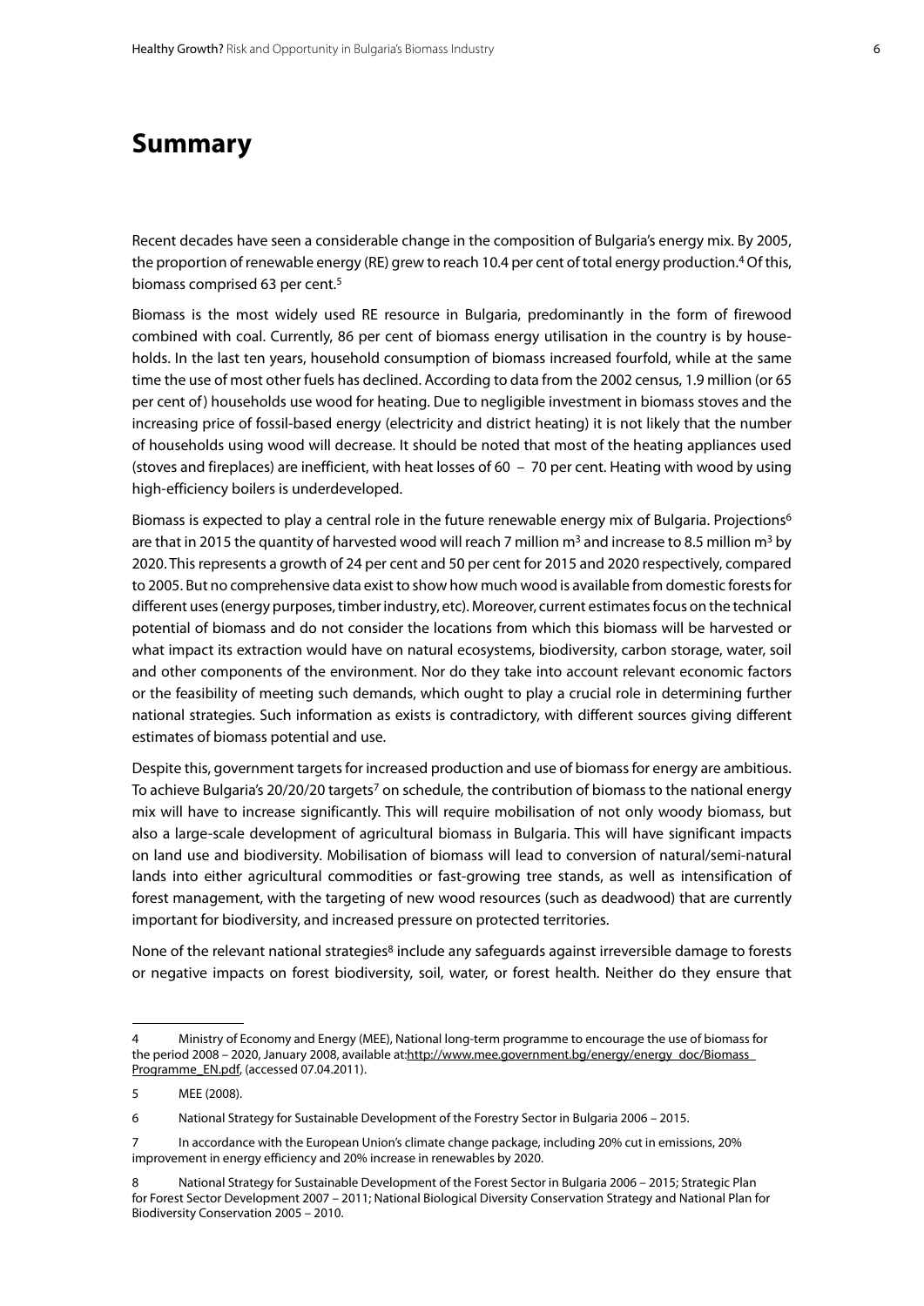# Summary

Recent decades have seen a considerable change in the composition of Bulgaria's energy mix. By 2005, the proportion of renewable energy (RE) grew to reach 10.4 per cent of total energy production.[4] Of this, biomass comprised 63 per cent.[5]

Biomass is the most widely used RE resource in Bulgaria, predominantly in the form of firewood combined with coal. Currently, 86 per cent of biomass energy utilisation in the country is by households. In the last ten years, household consumption of biomass increased fourfold, while at the same time the use of most other fuels has declined. According to data from the 2002 census, 1.9 million (or 65 per cent of) households use wood for heating. Due to negligible investment in biomass stoves and the increasing price of fossil-based energy (electricity and district heating) it is not likely that the number of households using wood will decrease. It should be noted that most of the heating appliances used (stoves and fireplaces) are inefficient, with heat losses of 60 – 70 per cent. Heating with wood by using high-efficiency boilers is underdeveloped.

Biomass is expected to play a central role in the future renewable energy mix of Bulgaria. Projections[6] are that in 2015 the quantity of harvested wood will reach 7 million m$^3$ and increase to 8.5 million m$^3$ by 2020. This represents a growth of 24 per cent and 50 per cent for 2015 and 2020 respectively, compared to 2005. But no comprehensive data exist to show how much wood is available from domestic forests for different uses (energy purposes, timber industry, etc). Moreover, current estimates focus on the technical potential of biomass and do not consider the locations from which this biomass will be harvested or what impact its extraction would have on natural ecosystems, biodiversity, carbon storage, water, soil and other components of the environment. Nor do they take into account relevant economic factors or the feasibility of meeting such demands, which ought to play a crucial role in determining further national strategies. Such information as exists is contradictory, with different sources giving different estimates of biomass potential and use.

Despite this, government targets for increased production and use of biomass for energy are ambitious. To achieve Bulgaria's 20/20/20 targets[7] on schedule, the contribution of biomass to the national energy mix will have to increase significantly. This will require mobilisation of not only woody biomass, but also a large-scale development of agricultural biomass in Bulgaria. This will have significant impacts on land use and biodiversity. Mobilisation of biomass will lead to conversion of natural/semi-natural lands into either agricultural commodities or fast-growing tree stands, as well as intensification of forest management, with the targeting of new wood resources (such as deadwood) that are currently important for biodiversity, and increased pressure on protected territories.

None of the relevant national strategies[8] include any safeguards against irreversible damage to forests or negative impacts on forest biodiversity, soil, water, or forest health. Neither do they ensure that

---

4 Ministry of Economy and Energy (MEE), National long-term programme to encourage the use of biomass for the period 2008 – 2020, January 2008, available at: http://www.mee.government.bg/energy/energy_doc/Biomass_Programme_EN.pdf, (accessed 07.04.2011).

5 MEE (2008).

6 National Strategy for Sustainable Development of the Forestry Sector in Bulgaria 2006 – 2015.

7 In accordance with the European Union's climate change package, including 20% cut in emissions, 20% improvement in energy efficiency and 20% increase in renewables by 2020.

8 National Strategy for Sustainable Development of the Forest Sector in Bulgaria 2006 – 2015; Strategic Plan for Forest Sector Development 2007 – 2011; National Biological Diversity Conservation Strategy and National Plan for Biodiversity Conservation 2005 – 2010.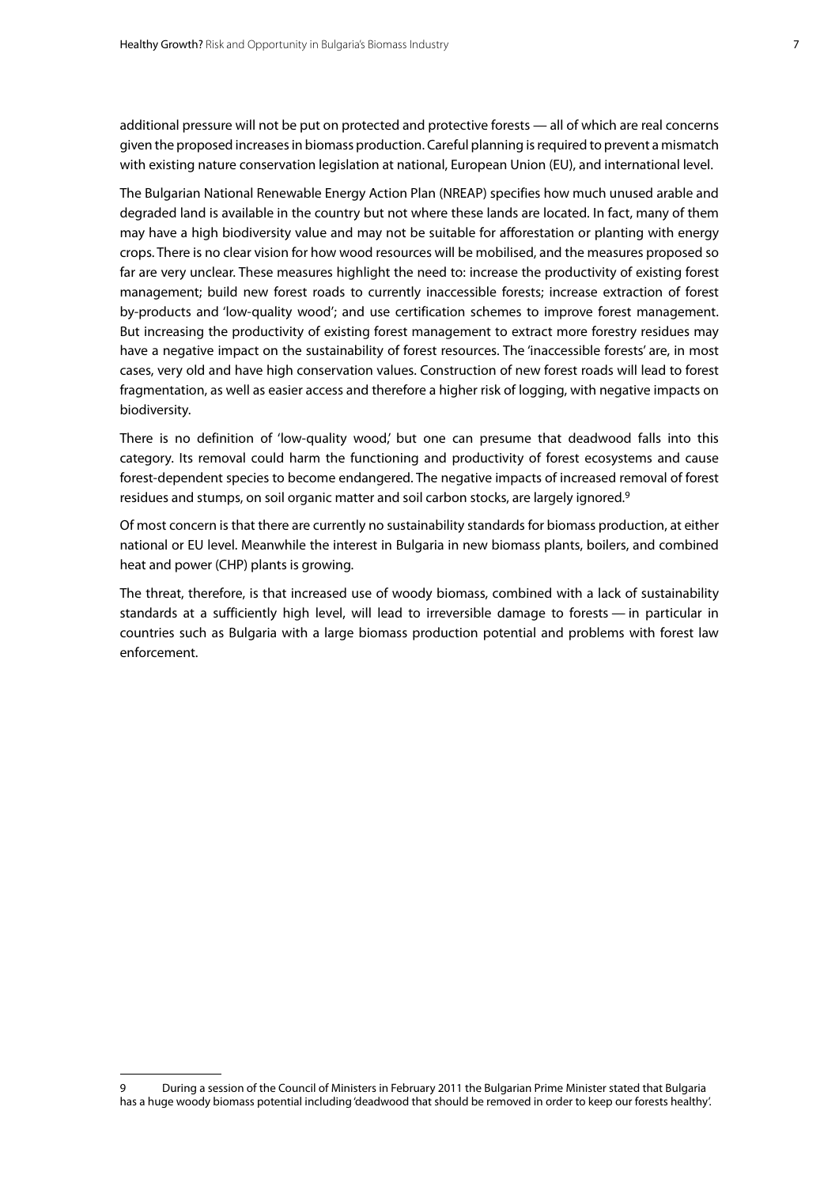additional pressure will not be put on protected and protective forests — all of which are real concerns given the proposed increases in biomass production. Careful planning is required to prevent a mismatch with existing nature conservation legislation at national, European Union (EU), and international level.

The Bulgarian National Renewable Energy Action Plan (NREAP) specifies how much unused arable and degraded land is available in the country but not where these lands are located. In fact, many of them may have a high biodiversity value and may not be suitable for afforestation or planting with energy crops. There is no clear vision for how wood resources will be mobilised, and the measures proposed so far are very unclear. These measures highlight the need to: increase the productivity of existing forest management; build new forest roads to currently inaccessible forests; increase extraction of forest by-products and 'low-quality wood'; and use certification schemes to improve forest management. But increasing the productivity of existing forest management to extract more forestry residues may have a negative impact on the sustainability of forest resources. The 'inaccessible forests' are, in most cases, very old and have high conservation values. Construction of new forest roads will lead to forest fragmentation, as well as easier access and therefore a higher risk of logging, with negative impacts on biodiversity.

There is no definition of 'low-quality wood,' but one can presume that deadwood falls into this category. Its removal could harm the functioning and productivity of forest ecosystems and cause forest-dependent species to become endangered. The negative impacts of increased removal of forest residues and stumps, on soil organic matter and soil carbon stocks, are largely ignored.[9]

Of most concern is that there are currently no sustainability standards for biomass production, at either national or EU level. Meanwhile the interest in Bulgaria in new biomass plants, boilers, and combined heat and power (CHP) plants is growing.

The threat, therefore, is that increased use of woody biomass, combined with a lack of sustainability standards at a sufficiently high level, will lead to irreversible damage to forests — in particular in countries such as Bulgaria with a large biomass production potential and problems with forest law enforcement.

---

9 During a session of the Council of Ministers in February 2011 the Bulgarian Prime Minister stated that Bulgaria has a huge woody biomass potential including 'deadwood that should be removed in order to keep our forests healthy'.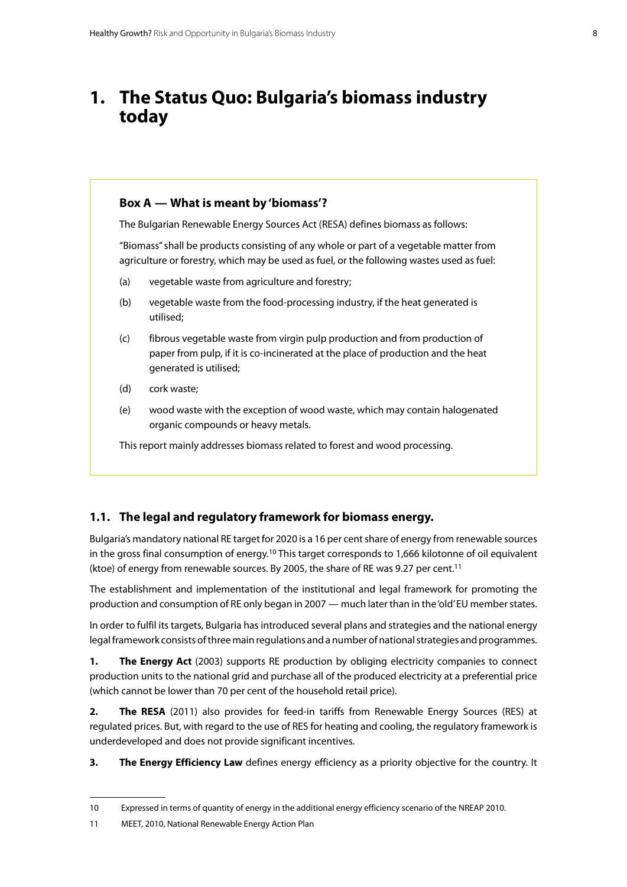# 1. The Status Quo: Bulgaria's biomass industry today

### Box A — What is meant by 'biomass'?

The Bulgarian Renewable Energy Sources Act (RESA) defines biomass as follows:

"Biomass" shall be products consisting of any whole or part of a vegetable matter from agriculture or forestry, which may be used as fuel, or the following wastes used as fuel:

(a) vegetable waste from agriculture and forestry;

(b) vegetable waste from the food-processing industry, if the heat generated is utilised;

(c) fibrous vegetable waste from virgin pulp production and from production of paper from pulp, if it is co-incinerated at the place of production and the heat generated is utilised;

(d) cork waste;

(e) wood waste with the exception of wood waste, which may contain halogenated organic compounds or heavy metals.

This report mainly addresses biomass related to forest and wood processing.

## 1.1. The legal and regulatory framework for biomass energy.

Bulgaria's mandatory national RE target for 2020 is a 16 per cent share of energy from renewable sources in the gross final consumption of energy.[10] This target corresponds to 1,666 kilotonne of oil equivalent (ktoe) of energy from renewable sources. By 2005, the share of RE was 9.27 per cent.[11]

The establishment and implementation of the institutional and legal framework for promoting the production and consumption of RE only began in 2007 — much later than in the 'old' EU member states.

In order to fulfil its targets, Bulgaria has introduced several plans and strategies and the national energy legal framework consists of three main regulations and a number of national strategies and programmes.

**1. The Energy Act** (2003) supports RE production by obliging electricity companies to connect production units to the national grid and purchase all of the produced electricity at a preferential price (which cannot be lower than 70 per cent of the household retail price).

**2. The RESA** (2011) also provides for feed-in tariffs from Renewable Energy Sources (RES) at regulated prices. But, with regard to the use of RES for heating and cooling, the regulatory framework is underdeveloped and does not provide significant incentives.

**3. The Energy Efficiency Law** defines energy efficiency as a priority objective for the country. It

---

10 Expressed in terms of quantity of energy in the additional energy efficiency scenario of the NREAP 2010.

11 MEET, 2010, National Renewable Energy Action Plan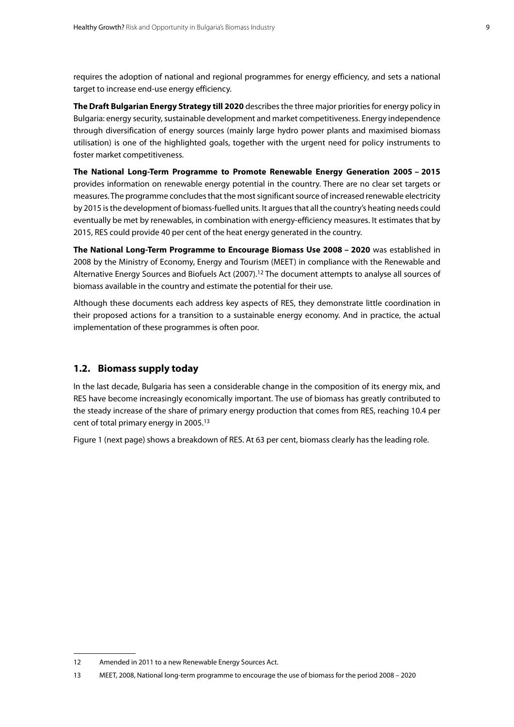requires the adoption of national and regional programmes for energy efficiency, and sets a national target to increase end-use energy efficiency.

**The Draft Bulgarian Energy Strategy till 2020** describes the three major priorities for energy policy in Bulgaria: energy security, sustainable development and market competitiveness. Energy independence through diversification of energy sources (mainly large hydro power plants and maximised biomass utilisation) is one of the highlighted goals, together with the urgent need for policy instruments to foster market competitiveness.

**The National Long-Term Programme to Promote Renewable Energy Generation 2005 – 2015** provides information on renewable energy potential in the country. There are no clear set targets or measures. The programme concludes that the most significant source of increased renewable electricity by 2015 is the development of biomass-fuelled units. It argues that all the country's heating needs could eventually be met by renewables, in combination with energy-efficiency measures. It estimates that by 2015, RES could provide 40 per cent of the heat energy generated in the country.

**The National Long-Term Programme to Encourage Biomass Use 2008 – 2020** was established in 2008 by the Ministry of Economy, Energy and Tourism (MEET) in compliance with the Renewable and Alternative Energy Sources and Biofuels Act (2007).[12] The document attempts to analyse all sources of biomass available in the country and estimate the potential for their use.

Although these documents each address key aspects of RES, they demonstrate little coordination in their proposed actions for a transition to a sustainable energy economy. And in practice, the actual implementation of these programmes is often poor.

## 1.2. Biomass supply today

In the last decade, Bulgaria has seen a considerable change in the composition of its energy mix, and RES have become increasingly economically important. The use of biomass has greatly contributed to the steady increase of the share of primary energy production that comes from RES, reaching 10.4 per cent of total primary energy in 2005.[13]

Figure 1 (next page) shows a breakdown of RES. At 63 per cent, biomass clearly has the leading role.

---

12 Amended in 2011 to a new Renewable Energy Sources Act.

13 MEET, 2008, National long-term programme to encourage the use of biomass for the period 2008 – 2020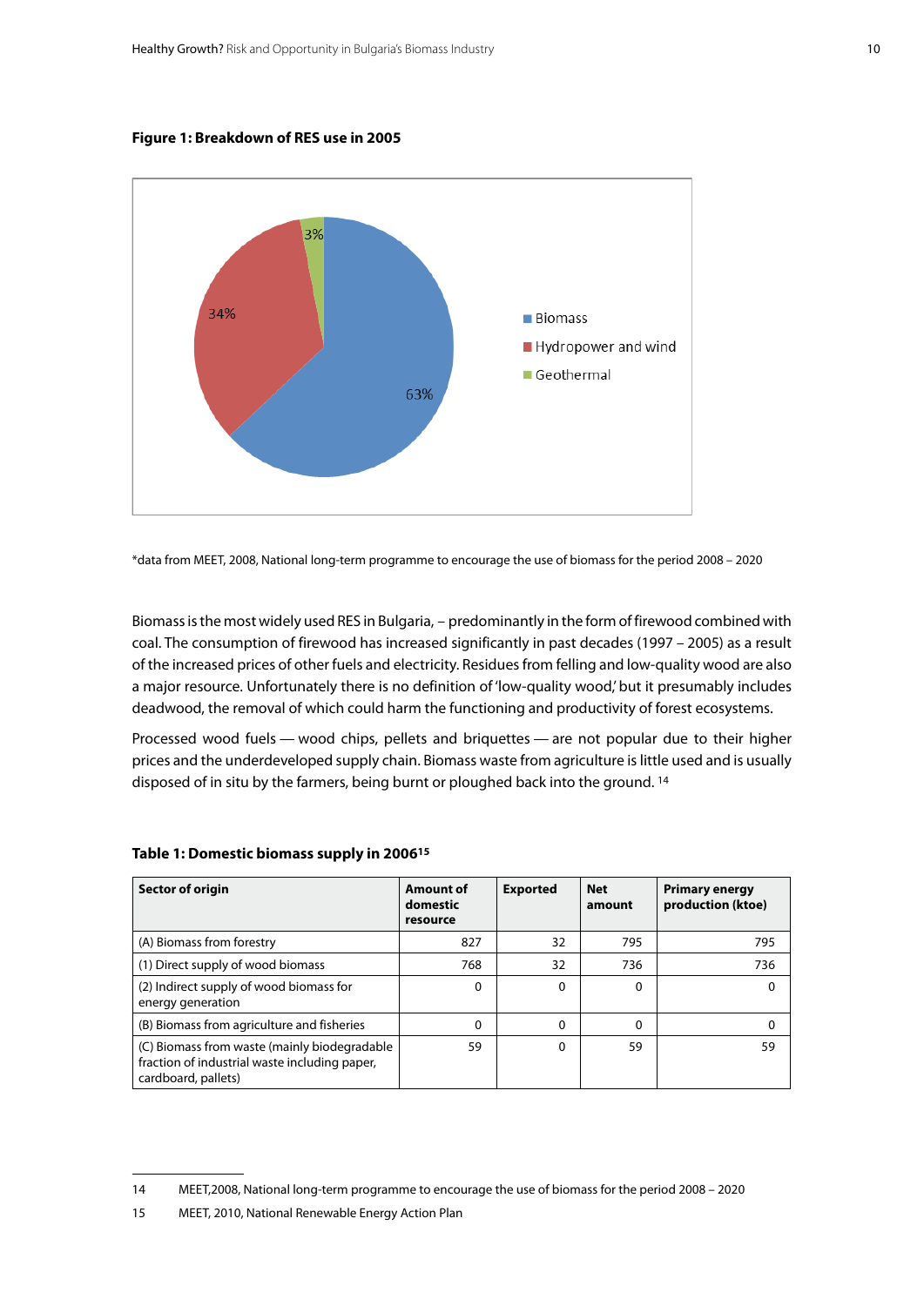**Figure 1: Breakdown of RES use in 2005**

3%
34%
63%
Biomass
Hydropower and wind
Geothermal

*data from MEET, 2008, National long-term programme to encourage the use of biomass for the period 2008 – 2020

Biomass is the most widely used RES in Bulgaria, – predominantly in the form of firewood combined with coal. The consumption of firewood has increased significantly in past decades (1997 – 2005) as a result of the increased prices of other fuels and electricity. Residues from felling and low-quality wood are also a major resource. Unfortunately there is no definition of 'low-quality wood,' but it presumably includes deadwood, the removal of which could harm the functioning and productivity of forest ecosystems.

Processed wood fuels — wood chips, pellets and briquettes — are not popular due to their higher prices and the underdeveloped supply chain. Biomass waste from agriculture is little used and is usually disposed of in situ by the farmers, being burnt or ploughed back into the ground. [14]

**Table 1: Domestic biomass supply in 2006[15]**

| Sector of origin | Amount of domestic resource | Exported | Net amount | Primary energy production (ktoe) |
|---|---|---|---|---|
| (A) Biomass from forestry | 827 | 32 | 795 | 795 |
| (1) Direct supply of wood biomass | 768 | 32 | 736 | 736 |
| (2) Indirect supply of wood biomass for energy generation | 0 | 0 | 0 | 0 |
| (B) Biomass from agriculture and fisheries | 0 | 0 | 0 | 0 |
| (C) Biomass from waste (mainly biodegradable fraction of industrial waste including paper, cardboard, pallets) | 59 | 0 | 59 | 59 |

14 MEET,2008, National long-term programme to encourage the use of biomass for the period 2008 – 2020

15 MEET, 2010, National Renewable Energy Action Plan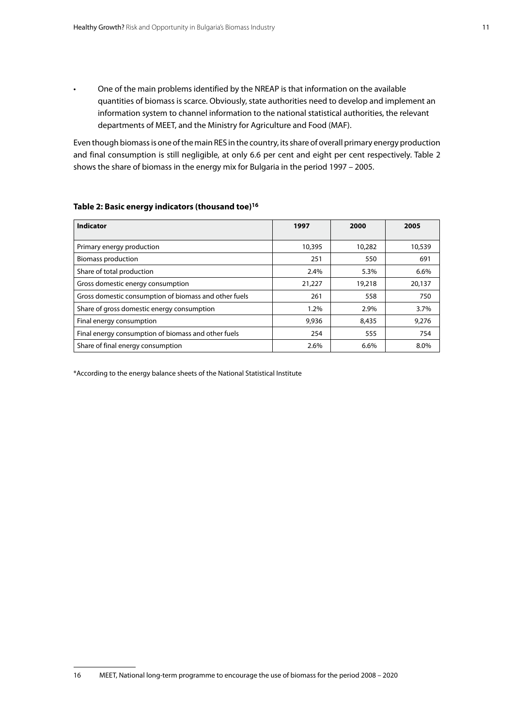- One of the main problems identified by the NREAP is that information on the available quantities of biomass is scarce. Obviously, state authorities need to develop and implement an information system to channel information to the national statistical authorities, the relevant departments of MEET, and the Ministry for Agriculture and Food (MAF).

Even though biomass is one of the main RES in the country, its share of overall primary energy production and final consumption is still negligible, at only 6.6 per cent and eight per cent respectively. Table 2 shows the share of biomass in the energy mix for Bulgaria in the period 1997 – 2005.

**Table 2: Basic energy indicators (thousand toe)[16]**

| Indicator | 1997 | 2000 | 2005 |
|---|---|---|---|
| Primary energy production | 10,395 | 10,282 | 10,539 |
| Biomass production | 251 | 550 | 691 |
| Share of total production | 2.4% | 5.3% | 6.6% |
| Gross domestic energy consumption | 21,227 | 19,218 | 20,137 |
| Gross domestic consumption of biomass and other fuels | 261 | 558 | 750 |
| Share of gross domestic energy consumption | 1.2% | 2.9% | 3.7% |
| Final energy consumption | 9,936 | 8,435 | 9,276 |
| Final energy consumption of biomass and other fuels | 254 | 555 | 754 |
| Share of final energy consumption | 2.6% | 6.6% | 8.0% |

*According to the energy balance sheets of the National Statistical Institute

16 MEET, National long-term programme to encourage the use of biomass for the period 2008 – 2020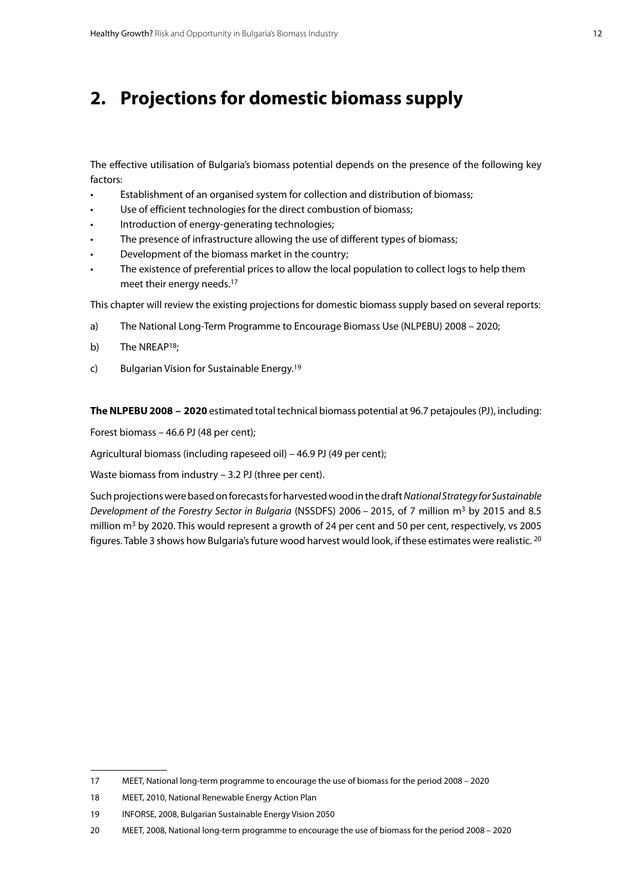## 2. Projections for domestic biomass supply

The effective utilisation of Bulgaria's biomass potential depends on the presence of the following key factors:

- Establishment of an organised system for collection and distribution of biomass;
- Use of efficient technologies for the direct combustion of biomass;
- Introduction of energy-generating technologies;
- The presence of infrastructure allowing the use of different types of biomass;
- Development of the biomass market in the country;
- The existence of preferential prices to allow the local population to collect logs to help them meet their energy needs.[17]

This chapter will review the existing projections for domestic biomass supply based on several reports:

a) The National Long-Term Programme to Encourage Biomass Use (NLPEBU) 2008 – 2020;

b) The NREAP[18];

c) Bulgarian Vision for Sustainable Energy.[19]

**The NLPEBU 2008 – 2020** estimated total technical biomass potential at 96.7 petajoules (PJ), including:

Forest biomass – 46.6 PJ (48 per cent);

Agricultural biomass (including rapeseed oil) – 46.9 PJ (49 per cent);

Waste biomass from industry – 3.2 PJ (three per cent).

Such projections were based on forecasts for harvested wood in the draft *National Strategy for Sustainable Development of the Forestry Sector in Bulgaria* (NSSDFS) 2006 – 2015, of 7 million $m^3$ by 2015 and 8.5 million $m^3$ by 2020. This would represent a growth of 24 per cent and 50 per cent, respectively, vs 2005 figures. Table 3 shows how Bulgaria's future wood harvest would look, if these estimates were realistic. [20]

---

17 MEET, National long-term programme to encourage the use of biomass for the period 2008 – 2020

18 MEET, 2010, National Renewable Energy Action Plan

19 INFORSE, 2008, Bulgarian Sustainable Energy Vision 2050

20 MEET, 2008, National long-term programme to encourage the use of biomass for the period 2008 – 2020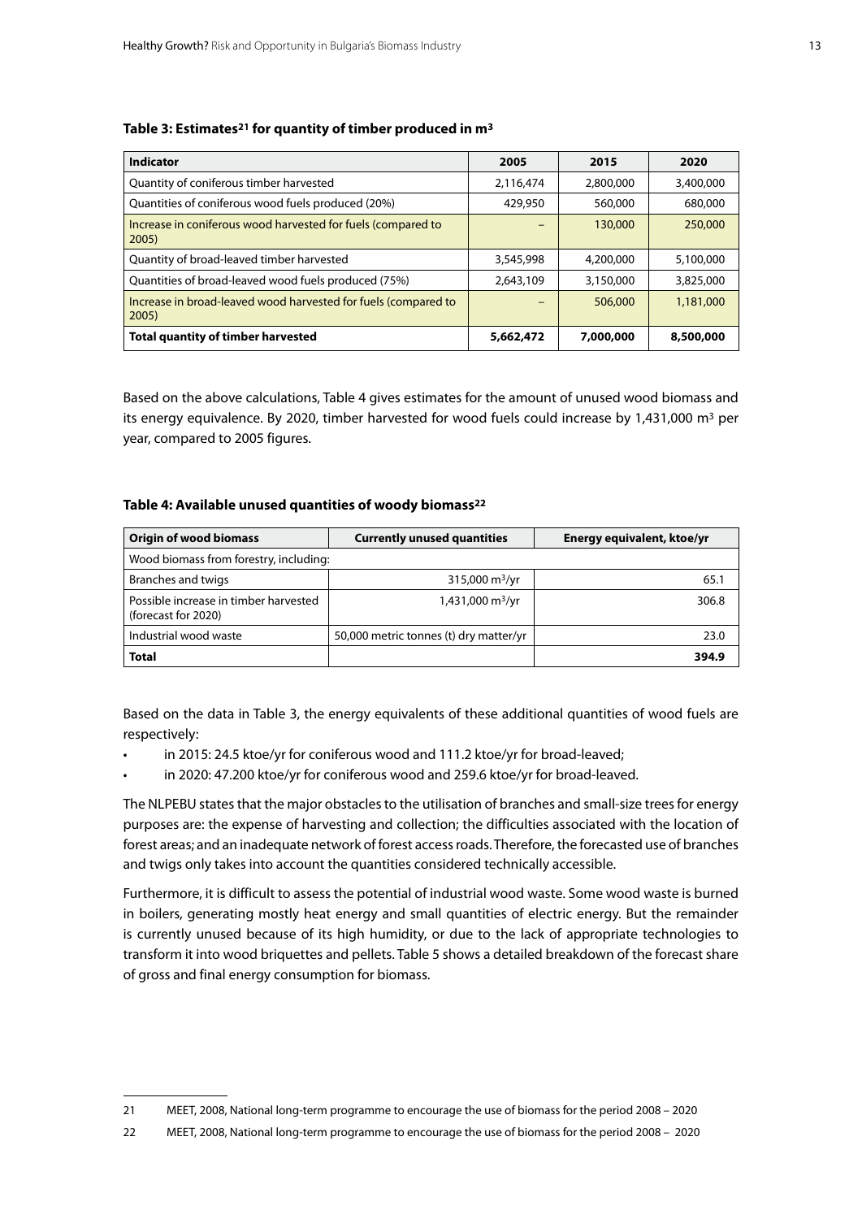**Table 3: Estimates[21] for quantity of timber produced in m³**

| Indicator | 2005 | 2015 | 2020 |
|---|---|---|---|
| Quantity of coniferous timber harvested | 2,116,474 | 2,800,000 | 3,400,000 |
| Quantities of coniferous wood fuels produced (20%) | 429,950 | 560,000 | 680,000 |
| Increase in coniferous wood harvested for fuels (compared to 2005) | – | 130,000 | 250,000 |
| Quantity of broad-leaved timber harvested | 3,545,998 | 4,200,000 | 5,100,000 |
| Quantities of broad-leaved wood fuels produced (75%) | 2,643,109 | 3,150,000 | 3,825,000 |
| Increase in broad-leaved wood harvested for fuels (compared to 2005) | – | 506,000 | 1,181,000 |
| **Total quantity of timber harvested** | **5,662,472** | **7,000,000** | **8,500,000** |

Based on the above calculations, Table 4 gives estimates for the amount of unused wood biomass and its energy equivalence. By 2020, timber harvested for wood fuels could increase by 1,431,000 m³ per year, compared to 2005 figures.

**Table 4: Available unused quantities of woody biomass[22]**

| Origin of wood biomass | Currently unused quantities | Energy equivalent, ktoe/yr |
|---|---|---|
| Wood biomass from forestry, including: | | |
| Branches and twigs | 315,000 m³/yr | 65.1 |
| Possible increase in timber harvested (forecast for 2020) | 1,431,000 m³/yr | 306.8 |
| Industrial wood waste | 50,000 metric tonnes (t) dry matter/yr | 23.0 |
| **Total** | | **394.9** |

Based on the data in Table 3, the energy equivalents of these additional quantities of wood fuels are respectively:

- in 2015: 24.5 ktoe/yr for coniferous wood and 111.2 ktoe/yr for broad-leaved;
- in 2020: 47.200 ktoe/yr for coniferous wood and 259.6 ktoe/yr for broad-leaved.

The NLPEBU states that the major obstacles to the utilisation of branches and small-size trees for energy purposes are: the expense of harvesting and collection; the difficulties associated with the location of forest areas; and an inadequate network of forest access roads. Therefore, the forecasted use of branches and twigs only takes into account the quantities considered technically accessible.

Furthermore, it is difficult to assess the potential of industrial wood waste. Some wood waste is burned in boilers, generating mostly heat energy and small quantities of electric energy. But the remainder is currently unused because of its high humidity, or due to the lack of appropriate technologies to transform it into wood briquettes and pellets. Table 5 shows a detailed breakdown of the forecast share of gross and final energy consumption for biomass.

---

21 MEET, 2008, National long-term programme to encourage the use of biomass for the period 2008 – 2020

22 MEET, 2008, National long-term programme to encourage the use of biomass for the period 2008 – 2020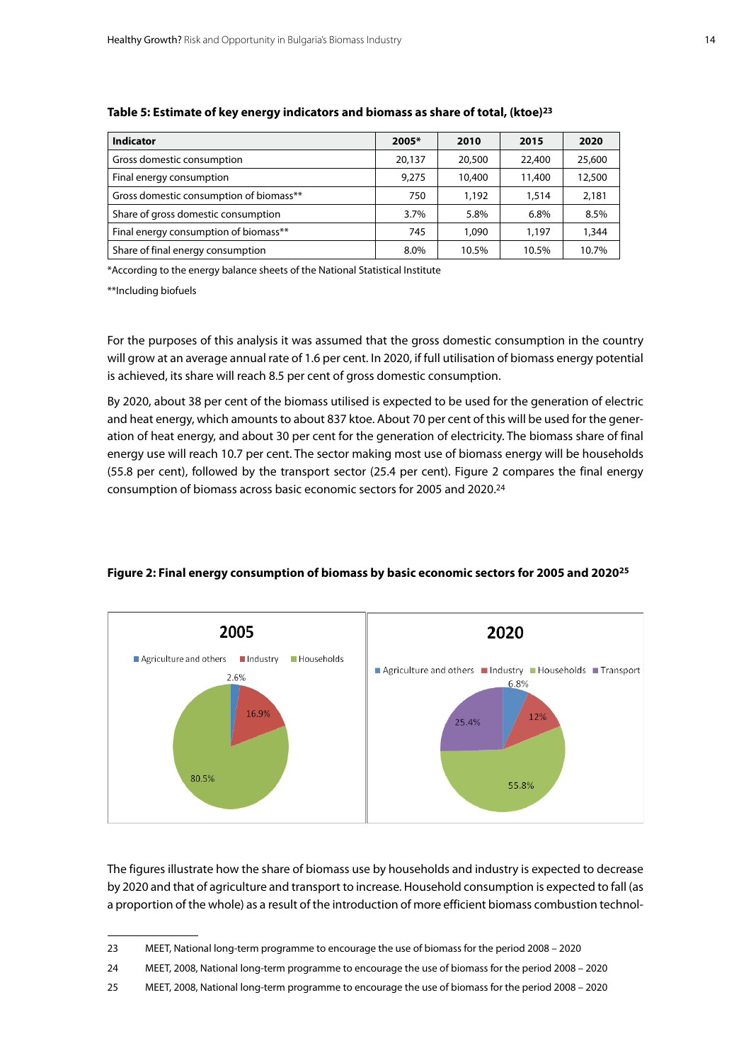**Table 5: Estimate of key energy indicators and biomass as share of total, (ktoe)[23]**

| Indicator | 2005* | 2010 | 2015 | 2020 |
|---|---|---|---|---|
| Gross domestic consumption | 20,137 | 20,500 | 22,400 | 25,600 |
| Final energy consumption | 9,275 | 10,400 | 11,400 | 12,500 |
| Gross domestic consumption of biomass** | 750 | 1,192 | 1,514 | 2,181 |
| Share of gross domestic consumption | 3.7% | 5.8% | 6.8% | 8.5% |
| Final energy consumption of biomass** | 745 | 1,090 | 1,197 | 1,344 |
| Share of final energy consumption | 8.0% | 10.5% | 10.5% | 10.7% |

*According to the energy balance sheets of the National Statistical Institute

**Including biofuels

For the purposes of this analysis it was assumed that the gross domestic consumption in the country will grow at an average annual rate of 1.6 per cent. In 2020, if full utilisation of biomass energy potential is achieved, its share will reach 8.5 per cent of gross domestic consumption.

By 2020, about 38 per cent of the biomass utilised is expected to be used for the generation of electric and heat energy, which amounts to about 837 ktoe. About 70 per cent of this will be used for the generation of heat energy, and about 30 per cent for the generation of electricity. The biomass share of final energy use will reach 10.7 per cent. The sector making most use of biomass energy will be households (55.8 per cent), followed by the transport sector (25.4 per cent). Figure 2 compares the final energy consumption of biomass across basic economic sectors for 2005 and 2020.[24]

**Figure 2: Final energy consumption of biomass by basic economic sectors for 2005 and 2020[25]**

2005

Agriculture and others | Industry | Households

2.6%

16.9%

80.5%

2020

Agriculture and others | Industry | Households | Transport

6.8%

12%

25.4%

55.8%

The figures illustrate how the share of biomass use by households and industry is expected to decrease by 2020 and that of agriculture and transport to increase. Household consumption is expected to fall (as a proportion of the whole) as a result of the introduction of more efficient biomass combustion technol-

23 MEET, National long-term programme to encourage the use of biomass for the period 2008 – 2020

24 MEET, 2008, National long-term programme to encourage the use of biomass for the period 2008 – 2020

25 MEET, 2008, National long-term programme to encourage the use of biomass for the period 2008 – 2020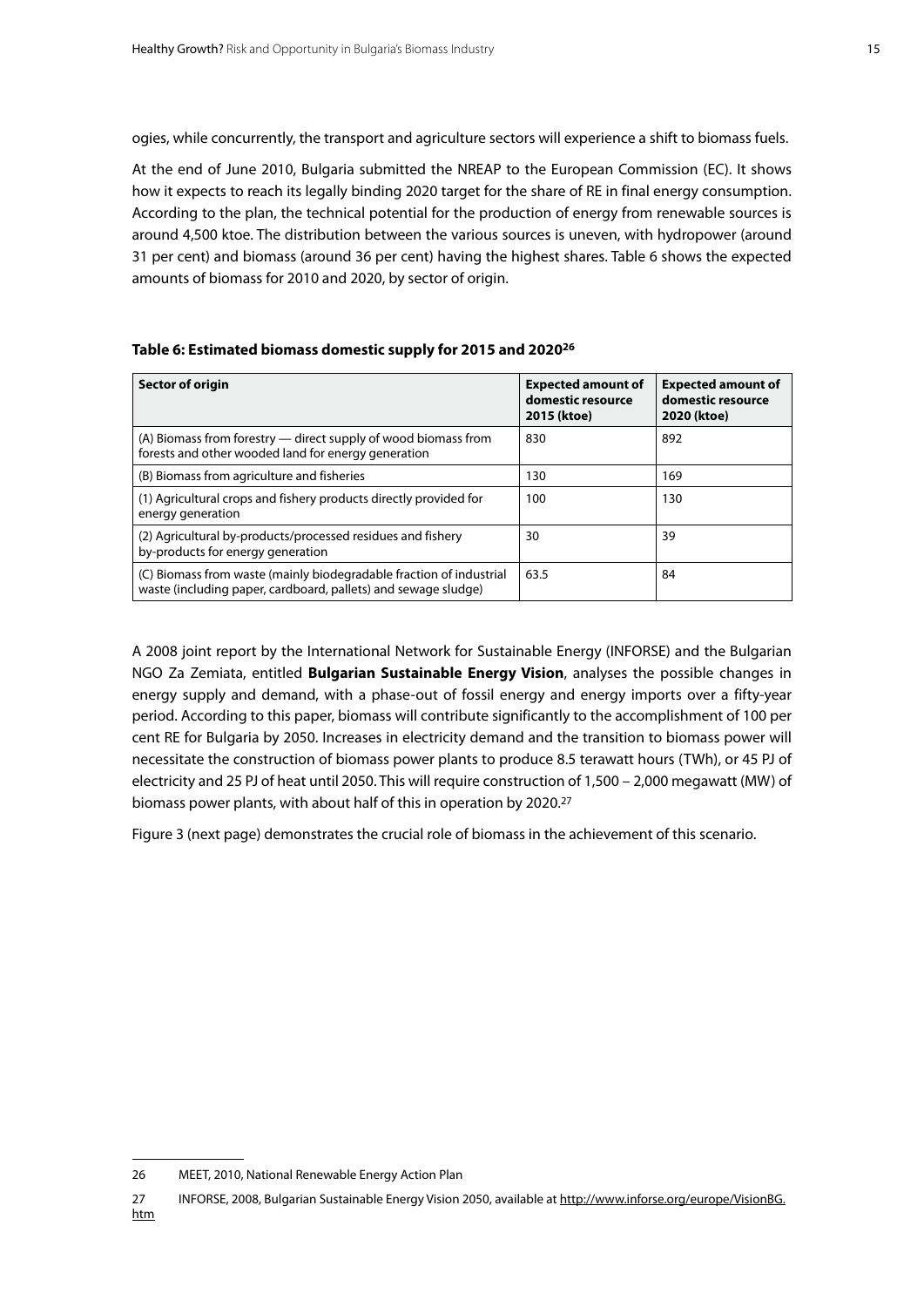ogies, while concurrently, the transport and agriculture sectors will experience a shift to biomass fuels.

At the end of June 2010, Bulgaria submitted the NREAP to the European Commission (EC). It shows how it expects to reach its legally binding 2020 target for the share of RE in final energy consumption. According to the plan, the technical potential for the production of energy from renewable sources is around 4,500 ktoe. The distribution between the various sources is uneven, with hydropower (around 31 per cent) and biomass (around 36 per cent) having the highest shares. Table 6 shows the expected amounts of biomass for 2010 and 2020, by sector of origin.

**Table 6: Estimated biomass domestic supply for 2015 and 2020[26]**

| Sector of origin | Expected amount of domestic resource 2015 (ktoe) | Expected amount of domestic resource 2020 (ktoe) |
|---|---|---|
| (A) Biomass from forestry — direct supply of wood biomass from forests and other wooded land for energy generation | 830 | 892 |
| (B) Biomass from agriculture and fisheries | 130 | 169 |
| (1) Agricultural crops and fishery products directly provided for energy generation | 100 | 130 |
| (2) Agricultural by-products/processed residues and fishery by-products for energy generation | 30 | 39 |
| (C) Biomass from waste (mainly biodegradable fraction of industrial waste (including paper, cardboard, pallets) and sewage sludge) | 63.5 | 84 |

A 2008 joint report by the International Network for Sustainable Energy (INFORSE) and the Bulgarian NGO Za Zemiata, entitled **Bulgarian Sustainable Energy Vision**, analyses the possible changes in energy supply and demand, with a phase-out of fossil energy and energy imports over a fifty-year period. According to this paper, biomass will contribute significantly to the accomplishment of 100 per cent RE for Bulgaria by 2050. Increases in electricity demand and the transition to biomass power will necessitate the construction of biomass power plants to produce 8.5 terawatt hours (TWh), or 45 PJ of electricity and 25 PJ of heat until 2050. This will require construction of 1,500 – 2,000 megawatt (MW) of biomass power plants, with about half of this in operation by 2020.[27]

Figure 3 (next page) demonstrates the crucial role of biomass in the achievement of this scenario.

---

26 MEET, 2010, National Renewable Energy Action Plan

27 INFORSE, 2008, Bulgarian Sustainable Energy Vision 2050, available at http://www.inforse.org/europe/VisionBG.htm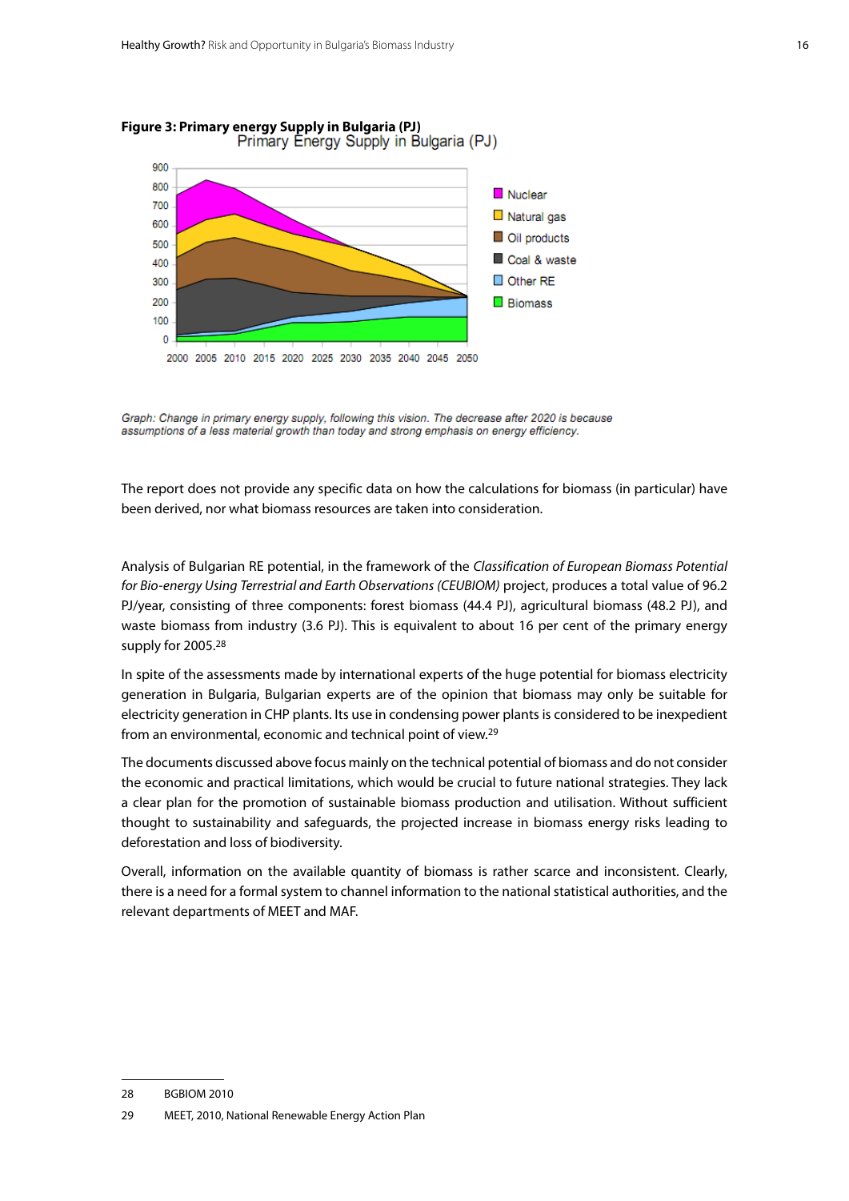**Figure 3: Primary energy Supply in Bulgaria (PJ)**

Primary Energy Supply in Bulgaria (PJ)

900
800
700
600
500
400
300
200
100
0

2000 2005 2010 2015 2020 2025 2030 2035 2040 2045 2050

Nuclear
Natural gas
Oil products
Coal & waste
Other RE
Biomass

*Graph: Change in primary energy supply, following this vision. The decrease after 2020 is because assumptions of a less material growth than today and strong emphasis on energy efficiency.*

The report does not provide any specific data on how the calculations for biomass (in particular) have been derived, nor what biomass resources are taken into consideration.

Analysis of Bulgarian RE potential, in the framework of the *Classification of European Biomass Potential for Bio-energy Using Terrestrial and Earth Observations (CEUBIOM)* project, produces a total value of 96.2 PJ/year, consisting of three components: forest biomass (44.4 PJ), agricultural biomass (48.2 PJ), and waste biomass from industry (3.6 PJ). This is equivalent to about 16 per cent of the primary energy supply for 2005.[28]

In spite of the assessments made by international experts of the huge potential for biomass electricity generation in Bulgaria, Bulgarian experts are of the opinion that biomass may only be suitable for electricity generation in CHP plants. Its use in condensing power plants is considered to be inexpedient from an environmental, economic and technical point of view.[29]

The documents discussed above focus mainly on the technical potential of biomass and do not consider the economic and practical limitations, which would be crucial to future national strategies. They lack a clear plan for the promotion of sustainable biomass production and utilisation. Without sufficient thought to sustainability and safeguards, the projected increase in biomass energy risks leading to deforestation and loss of biodiversity.

Overall, information on the available quantity of biomass is rather scarce and inconsistent. Clearly, there is a need for a formal system to channel information to the national statistical authorities, and the relevant departments of MEET and MAF.

---

28 BGBIOM 2010

29 MEET, 2010, National Renewable Energy Action Plan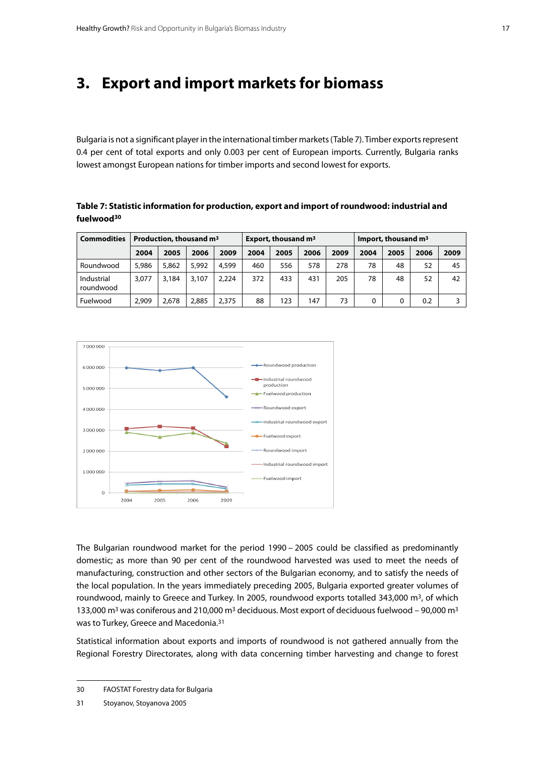# 3. Export and import markets for biomass

Bulgaria is not a significant player in the international timber markets (Table 7). Timber exports represent 0.4 per cent of total exports and only 0.003 per cent of European imports. Currently, Bulgaria ranks lowest amongst European nations for timber imports and second lowest for exports.

**Table 7: Statistic information for production, export and import of roundwood: industrial and fuelwood[30]**

| Commodities | Production, thousand m³ | | | | Export, thousand m³ | | | | Import, thousand m³ | | | |
|---|---|---|---|---|---|---|---|---|---|---|---|---|
| | 2004 | 2005 | 2006 | 2009 | 2004 | 2005 | 2006 | 2009 | 2004 | 2005 | 2006 | 2009 |
| Roundwood | 5,986 | 5,862 | 5,992 | 4,599 | 460 | 556 | 578 | 278 | 78 | 48 | 52 | 45 |
| Industrial roundwood | 3,077 | 3,184 | 3,107 | 2,224 | 372 | 433 | 431 | 205 | 78 | 48 | 52 | 42 |
| Fuelwood | 2,909 | 2,678 | 2,885 | 2,375 | 88 | 123 | 147 | 73 | 0 | 0 | 0.2 | 3 |

7 000 000
6 000 000
5 000 000
4 000 000
3 000 000
2 000 000
1 000 000
0
2004
2005
2006
2009

Roundwood production
Industrial roundwood production
Fuelwood production
Roundwood export
Industrial roundwood export
Fuelwood export
Roundwood import
Industrial roundwood import
Fuelwood import

The Bulgarian roundwood market for the period 1990 – 2005 could be classified as predominantly domestic; as more than 90 per cent of the roundwood harvested was used to meet the needs of manufacturing, construction and other sectors of the Bulgarian economy, and to satisfy the needs of the local population. In the years immediately preceding 2005, Bulgaria exported greater volumes of roundwood, mainly to Greece and Turkey. In 2005, roundwood exports totalled 343,000 m³, of which 133,000 m³ was coniferous and 210,000 m³ deciduous. Most export of deciduous fuelwood – 90,000 m³ was to Turkey, Greece and Macedonia.[31]

Statistical information about exports and imports of roundwood is not gathered annually from the Regional Forestry Directorates, along with data concerning timber harvesting and change to forest

30 FAOSTAT Forestry data for Bulgaria

31 Stoyanov, Stoyanova 2005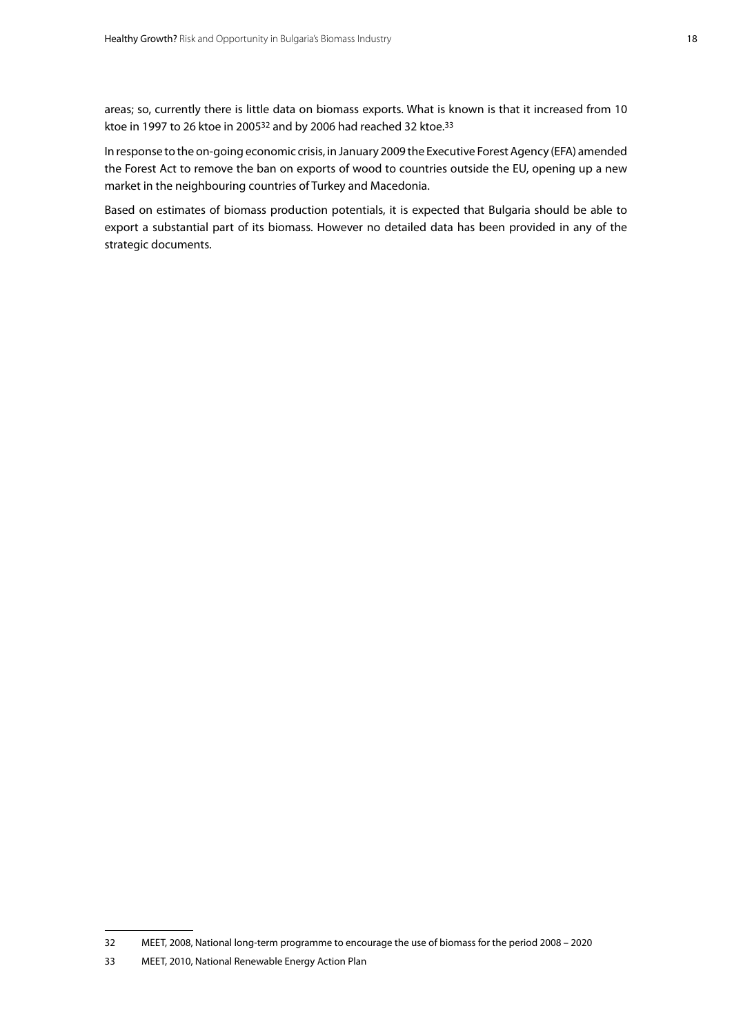areas; so, currently there is little data on biomass exports. What is known is that it increased from 10 ktoe in 1997 to 26 ktoe in 2005[32] and by 2006 had reached 32 ktoe.[33]

In response to the on-going economic crisis, in January 2009 the Executive Forest Agency (EFA) amended the Forest Act to remove the ban on exports of wood to countries outside the EU, opening up a new market in the neighbouring countries of Turkey and Macedonia.

Based on estimates of biomass production potentials, it is expected that Bulgaria should be able to export a substantial part of its biomass. However no detailed data has been provided in any of the strategic documents.

---

32 MEET, 2008, National long-term programme to encourage the use of biomass for the period 2008 – 2020

33 MEET, 2010, National Renewable Energy Action Plan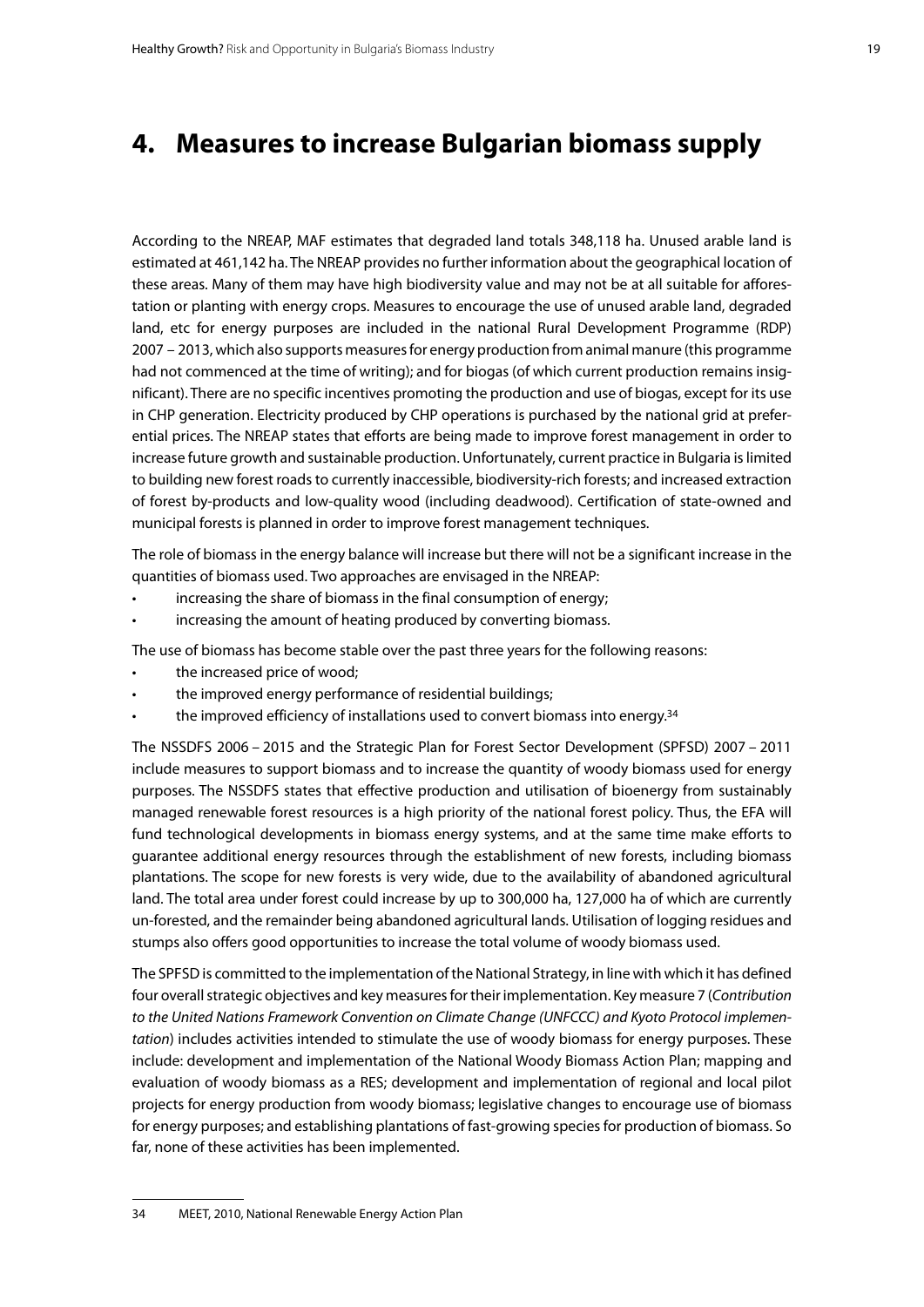# 4. Measures to increase Bulgarian biomass supply

According to the NREAP, MAF estimates that degraded land totals 348,118 ha. Unused arable land is estimated at 461,142 ha. The NREAP provides no further information about the geographical location of these areas. Many of them may have high biodiversity value and may not be at all suitable for afforestation or planting with energy crops. Measures to encourage the use of unused arable land, degraded land, etc for energy purposes are included in the national Rural Development Programme (RDP) 2007 – 2013, which also supports measures for energy production from animal manure (this programme had not commenced at the time of writing); and for biogas (of which current production remains insignificant). There are no specific incentives promoting the production and use of biogas, except for its use in CHP generation. Electricity produced by CHP operations is purchased by the national grid at preferential prices. The NREAP states that efforts are being made to improve forest management in order to increase future growth and sustainable production. Unfortunately, current practice in Bulgaria is limited to building new forest roads to currently inaccessible, biodiversity-rich forests; and increased extraction of forest by-products and low-quality wood (including deadwood). Certification of state-owned and municipal forests is planned in order to improve forest management techniques.

The role of biomass in the energy balance will increase but there will not be a significant increase in the quantities of biomass used. Two approaches are envisaged in the NREAP:

- increasing the share of biomass in the final consumption of energy;
- increasing the amount of heating produced by converting biomass.

The use of biomass has become stable over the past three years for the following reasons:

- the increased price of wood;
- the improved energy performance of residential buildings;
- the improved efficiency of installations used to convert biomass into energy.[34]

The NSSDFS 2006 – 2015 and the Strategic Plan for Forest Sector Development (SPFSD) 2007 – 2011 include measures to support biomass and to increase the quantity of woody biomass used for energy purposes. The NSSDFS states that effective production and utilisation of bioenergy from sustainably managed renewable forest resources is a high priority of the national forest policy. Thus, the EFA will fund technological developments in biomass energy systems, and at the same time make efforts to guarantee additional energy resources through the establishment of new forests, including biomass plantations. The scope for new forests is very wide, due to the availability of abandoned agricultural land. The total area under forest could increase by up to 300,000 ha, 127,000 ha of which are currently un-forested, and the remainder being abandoned agricultural lands. Utilisation of logging residues and stumps also offers good opportunities to increase the total volume of woody biomass used.

The SPFSD is committed to the implementation of the National Strategy, in line with which it has defined four overall strategic objectives and key measures for their implementation. Key measure 7 (*Contribution to the United Nations Framework Convention on Climate Change (UNFCCC) and Kyoto Protocol implementation*) includes activities intended to stimulate the use of woody biomass for energy purposes. These include: development and implementation of the National Woody Biomass Action Plan; mapping and evaluation of woody biomass as a RES; development and implementation of regional and local pilot projects for energy production from woody biomass; legislative changes to encourage use of biomass for energy purposes; and establishing plantations of fast-growing species for production of biomass. So far, none of these activities has been implemented.

34 MEET, 2010, National Renewable Energy Action Plan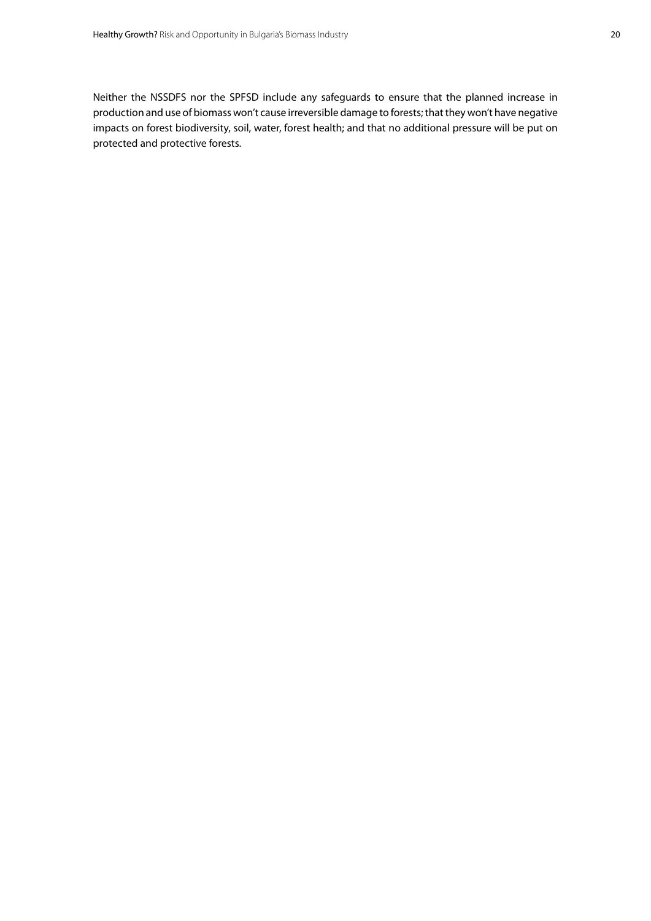Neither the NSSDFS nor the SPFSD include any safeguards to ensure that the planned increase in production and use of biomass won't cause irreversible damage to forests; that they won't have negative impacts on forest biodiversity, soil, water, forest health; and that no additional pressure will be put on protected and protective forests.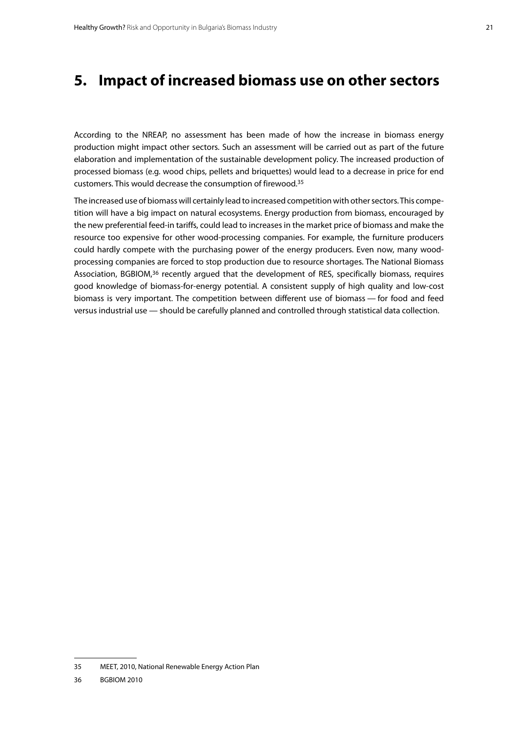# 5. Impact of increased biomass use on other sectors

According to the NREAP, no assessment has been made of how the increase in biomass energy production might impact other sectors. Such an assessment will be carried out as part of the future elaboration and implementation of the sustainable development policy. The increased production of processed biomass (e.g. wood chips, pellets and briquettes) would lead to a decrease in price for end customers. This would decrease the consumption of firewood.[35]

The increased use of biomass will certainly lead to increased competition with other sectors. This competition will have a big impact on natural ecosystems. Energy production from biomass, encouraged by the new preferential feed-in tariffs, could lead to increases in the market price of biomass and make the resource too expensive for other wood-processing companies. For example, the furniture producers could hardly compete with the purchasing power of the energy producers. Even now, many wood-processing companies are forced to stop production due to resource shortages. The National Biomass Association, BGBIOM,[36] recently argued that the development of RES, specifically biomass, requires good knowledge of biomass-for-energy potential. A consistent supply of high quality and low-cost biomass is very important. The competition between different use of biomass — for food and feed versus industrial use — should be carefully planned and controlled through statistical data collection.

---

35 MEET, 2010, National Renewable Energy Action Plan

36 BGBIOM 2010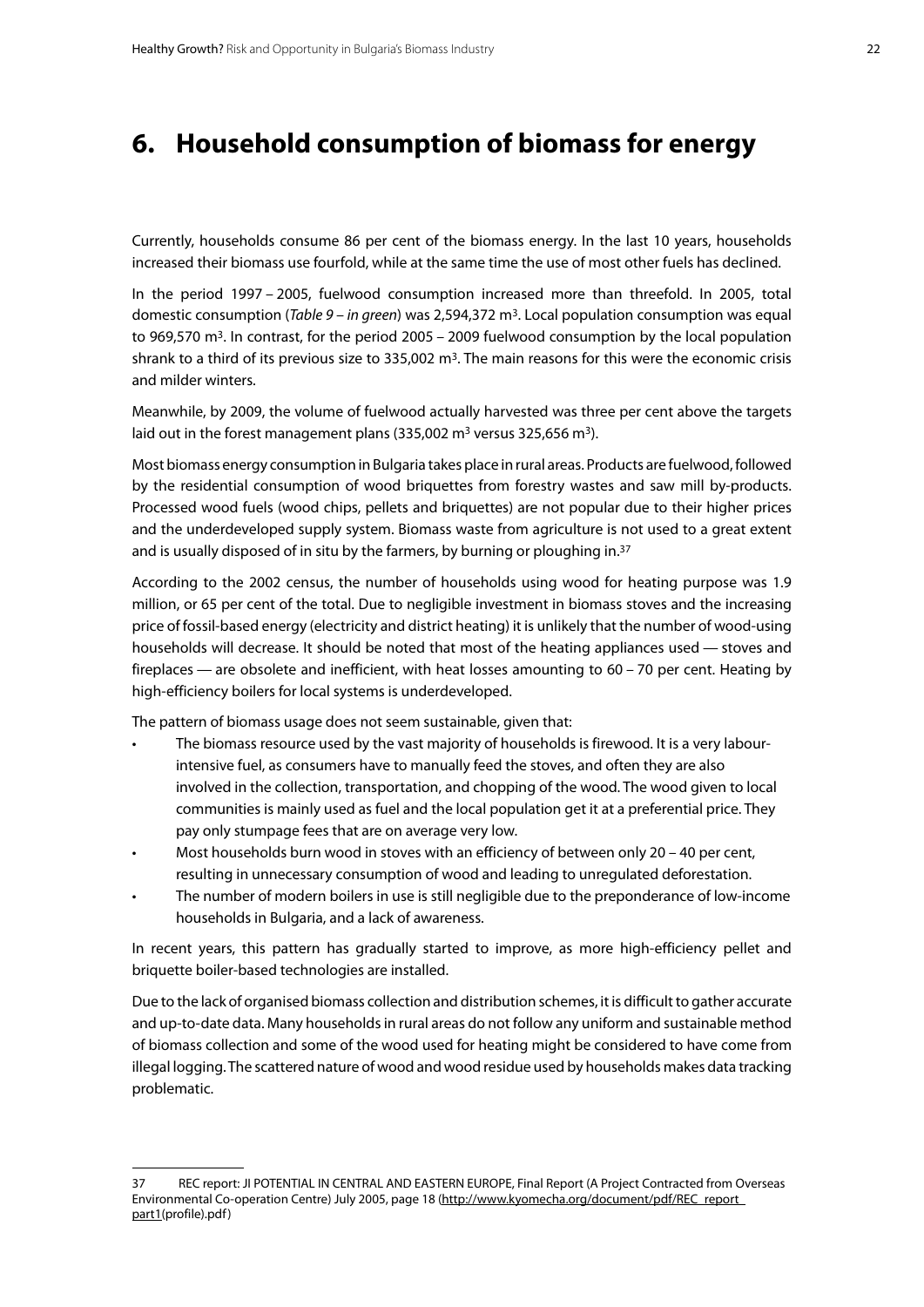# 6. Household consumption of biomass for energy

Currently, households consume 86 per cent of the biomass energy. In the last 10 years, households increased their biomass use fourfold, while at the same time the use of most other fuels has declined.

In the period 1997 – 2005, fuelwood consumption increased more than threefold. In 2005, total domestic consumption (*Table 9 – in green*) was 2,594,372 m$^3$. Local population consumption was equal to 969,570 m$^3$. In contrast, for the period 2005 – 2009 fuelwood consumption by the local population shrank to a third of its previous size to 335,002 m$^3$. The main reasons for this were the economic crisis and milder winters.

Meanwhile, by 2009, the volume of fuelwood actually harvested was three per cent above the targets laid out in the forest management plans (335,002 m$^3$ versus 325,656 m$^3$).

Most biomass energy consumption in Bulgaria takes place in rural areas. Products are fuelwood, followed by the residential consumption of wood briquettes from forestry wastes and saw mill by-products. Processed wood fuels (wood chips, pellets and briquettes) are not popular due to their higher prices and the underdeveloped supply system. Biomass waste from agriculture is not used to a great extent and is usually disposed of in situ by the farmers, by burning or ploughing in.[37]

According to the 2002 census, the number of households using wood for heating purpose was 1.9 million, or 65 per cent of the total. Due to negligible investment in biomass stoves and the increasing price of fossil-based energy (electricity and district heating) it is unlikely that the number of wood-using households will decrease. It should be noted that most of the heating appliances used — stoves and fireplaces — are obsolete and inefficient, with heat losses amounting to 60 – 70 per cent. Heating by high-efficiency boilers for local systems is underdeveloped.

The pattern of biomass usage does not seem sustainable, given that:

- The biomass resource used by the vast majority of households is firewood. It is a very labour-intensive fuel, as consumers have to manually feed the stoves, and often they are also involved in the collection, transportation, and chopping of the wood. The wood given to local communities is mainly used as fuel and the local population get it at a preferential price. They pay only stumpage fees that are on average very low.
- Most households burn wood in stoves with an efficiency of between only 20 – 40 per cent, resulting in unnecessary consumption of wood and leading to unregulated deforestation.
- The number of modern boilers in use is still negligible due to the preponderance of low-income households in Bulgaria, and a lack of awareness.

In recent years, this pattern has gradually started to improve, as more high-efficiency pellet and briquette boiler-based technologies are installed.

Due to the lack of organised biomass collection and distribution schemes, it is difficult to gather accurate and up-to-date data. Many households in rural areas do not follow any uniform and sustainable method of biomass collection and some of the wood used for heating might be considered to have come from illegal logging. The scattered nature of wood and wood residue used by households makes data tracking problematic.

---

37 REC report: JI POTENTIAL IN CENTRAL AND EASTERN EUROPE, Final Report (A Project Contracted from Overseas Environmental Co-operation Centre) July 2005, page 18 (http://www.kyomecha.org/document/pdf/REC_report_part1(profile).pdf)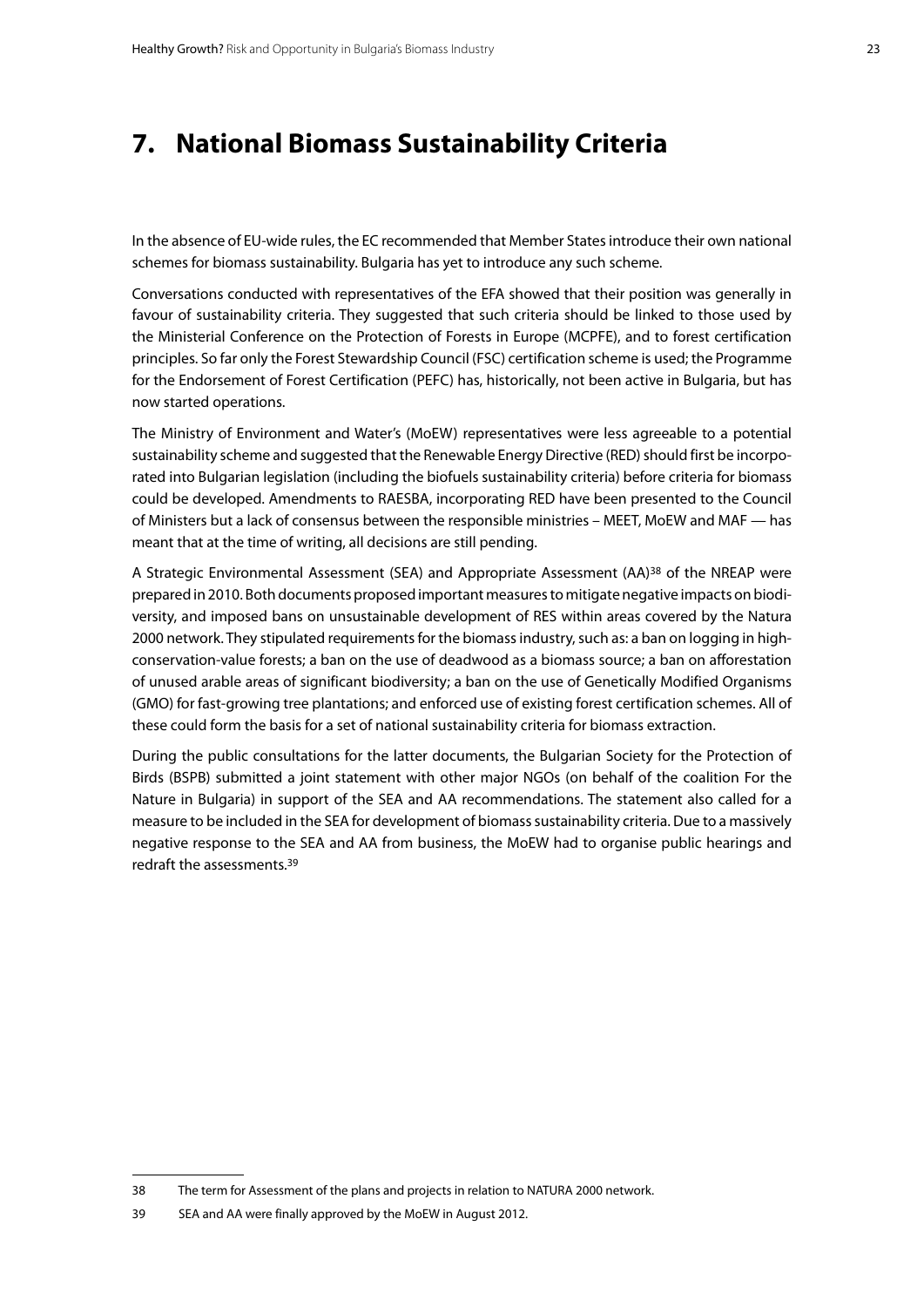# 7. National Biomass Sustainability Criteria

In the absence of EU-wide rules, the EC recommended that Member States introduce their own national schemes for biomass sustainability. Bulgaria has yet to introduce any such scheme.

Conversations conducted with representatives of the EFA showed that their position was generally in favour of sustainability criteria. They suggested that such criteria should be linked to those used by the Ministerial Conference on the Protection of Forests in Europe (MCPFE), and to forest certification principles. So far only the Forest Stewardship Council (FSC) certification scheme is used; the Programme for the Endorsement of Forest Certification (PEFC) has, historically, not been active in Bulgaria, but has now started operations.

The Ministry of Environment and Water's (MoEW) representatives were less agreeable to a potential sustainability scheme and suggested that the Renewable Energy Directive (RED) should first be incorporated into Bulgarian legislation (including the biofuels sustainability criteria) before criteria for biomass could be developed. Amendments to RAESBA, incorporating RED have been presented to the Council of Ministers but a lack of consensus between the responsible ministries – MEET, MoEW and MAF — has meant that at the time of writing, all decisions are still pending.

A Strategic Environmental Assessment (SEA) and Appropriate Assessment (AA)[38] of the NREAP were prepared in 2010. Both documents proposed important measures to mitigate negative impacts on biodiversity, and imposed bans on unsustainable development of RES within areas covered by the Natura 2000 network. They stipulated requirements for the biomass industry, such as: a ban on logging in high-conservation-value forests; a ban on the use of deadwood as a biomass source; a ban on afforestation of unused arable areas of significant biodiversity; a ban on the use of Genetically Modified Organisms (GMO) for fast-growing tree plantations; and enforced use of existing forest certification schemes. All of these could form the basis for a set of national sustainability criteria for biomass extraction.

During the public consultations for the latter documents, the Bulgarian Society for the Protection of Birds (BSPB) submitted a joint statement with other major NGOs (on behalf of the coalition For the Nature in Bulgaria) in support of the SEA and AA recommendations. The statement also called for a measure to be included in the SEA for development of biomass sustainability criteria. Due to a massively negative response to the SEA and AA from business, the MoEW had to organise public hearings and redraft the assessments.[39]

---

38 The term for Assessment of the plans and projects in relation to NATURA 2000 network.

39 SEA and AA were finally approved by the MoEW in August 2012.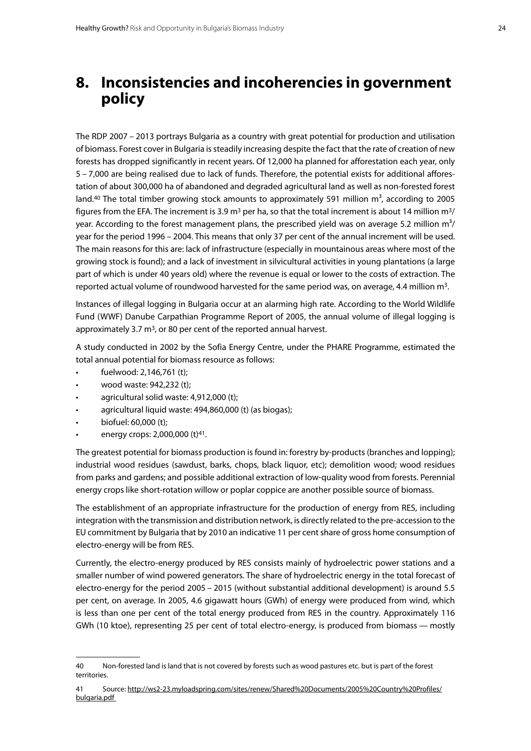# 8. Inconsistencies and incoherencies in government policy

The RDP 2007 – 2013 portrays Bulgaria as a country with great potential for production and utilisation of biomass. Forest cover in Bulgaria is steadily increasing despite the fact that the rate of creation of new forests has dropped significantly in recent years. Of 12,000 ha planned for afforestation each year, only 5 – 7,000 are being realised due to lack of funds. Therefore, the potential exists for additional afforestation of about 300,000 ha of abandoned and degraded agricultural land as well as non-forested forest land.[40] The total timber growing stock amounts to approximately 591 million $m^3$, according to 2005 figures from the EFA. The increment is 3.9 $m^3$ per ha, so that the total increment is about 14 million $m^3$/year. According to the forest management plans, the prescribed yield was on average 5.2 million $m^3$/year for the period 1996 – 2004. This means that only 37 per cent of the annual increment will be used. The main reasons for this are: lack of infrastructure (especially in mountainous areas where most of the growing stock is found); and a lack of investment in silvicultural activities in young plantations (a large part of which is under 40 years old) where the revenue is equal or lower to the costs of extraction. The reported actual volume of roundwood harvested for the same period was, on average, 4.4 million $m^3$.

Instances of illegal logging in Bulgaria occur at an alarming high rate. According to the World Wildlife Fund (WWF) Danube Carpathian Programme Report of 2005, the annual volume of illegal logging is approximately 3.7 $m^3$, or 80 per cent of the reported annual harvest.

A study conducted in 2002 by the Sofia Energy Centre, under the PHARE Programme, estimated the total annual potential for biomass resource as follows:

- fuelwood: 2,146,761 (t);
- wood waste: 942,232 (t);
- agricultural solid waste: 4,912,000 (t);
- agricultural liquid waste: 494,860,000 (t) (as biogas);
- biofuel: 60,000 (t);
- energy crops: 2,000,000 (t)[41].

The greatest potential for biomass production is found in: forestry by-products (branches and lopping); industrial wood residues (sawdust, barks, chops, black liquor, etc); demolition wood; wood residues from parks and gardens; and possible additional extraction of low-quality wood from forests. Perennial energy crops like short-rotation willow or poplar coppice are another possible source of biomass.

The establishment of an appropriate infrastructure for the production of energy from RES, including integration with the transmission and distribution network, is directly related to the pre-accession to the EU commitment by Bulgaria that by 2010 an indicative 11 per cent share of gross home consumption of electro-energy will be from RES.

Currently, the electro-energy produced by RES consists mainly of hydroelectric power stations and a smaller number of wind powered generators. The share of hydroelectric energy in the total forecast of electro-energy for the period 2005 – 2015 (without substantial additional development) is around 5.5 per cent, on average. In 2005, 4.6 gigawatt hours (GWh) of energy were produced from wind, which is less than one per cent of the total energy produced from RES in the country. Approximately 116 GWh (10 ktoe), representing 25 per cent of total electro-energy, is produced from biomass — mostly

---

40 Non-forested land is land that is not covered by forests such as wood pastures etc. but is part of the forest territories.

41 Source: http://ws2-23.myloadspring.com/sites/renew/Shared%20Documents/2005%20Country%20Profiles/bulgaria.pdf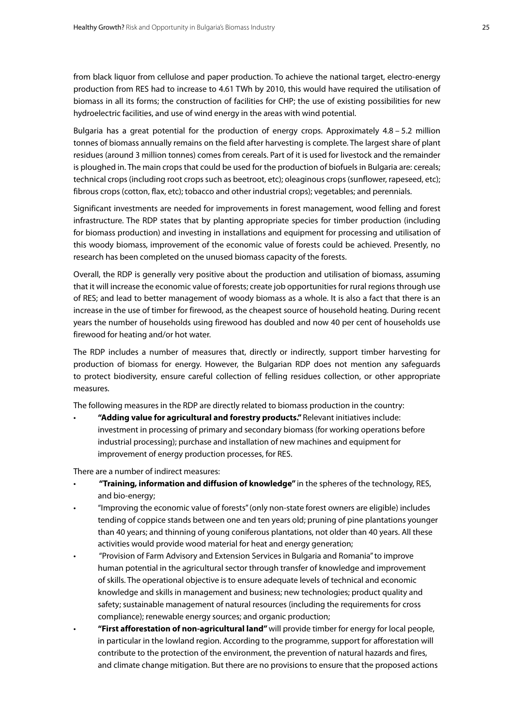from black liquor from cellulose and paper production. To achieve the national target, electro-energy production from RES had to increase to 4.61 TWh by 2010, this would have required the utilisation of biomass in all its forms; the construction of facilities for CHP; the use of existing possibilities for new hydroelectric facilities, and use of wind energy in the areas with wind potential.

Bulgaria has a great potential for the production of energy crops. Approximately 4.8 – 5.2 million tonnes of biomass annually remains on the field after harvesting is complete. The largest share of plant residues (around 3 million tonnes) comes from cereals. Part of it is used for livestock and the remainder is ploughed in. The main crops that could be used for the production of biofuels in Bulgaria are: cereals; technical crops (including root crops such as beetroot, etc); oleaginous crops (sunflower, rapeseed, etc); fibrous crops (cotton, flax, etc); tobacco and other industrial crops); vegetables; and perennials.

Significant investments are needed for improvements in forest management, wood felling and forest infrastructure. The RDP states that by planting appropriate species for timber production (including for biomass production) and investing in installations and equipment for processing and utilisation of this woody biomass, improvement of the economic value of forests could be achieved. Presently, no research has been completed on the unused biomass capacity of the forests.

Overall, the RDP is generally very positive about the production and utilisation of biomass, assuming that it will increase the economic value of forests; create job opportunities for rural regions through use of RES; and lead to better management of woody biomass as a whole. It is also a fact that there is an increase in the use of timber for firewood, as the cheapest source of household heating. During recent years the number of households using firewood has doubled and now 40 per cent of households use firewood for heating and/or hot water.

The RDP includes a number of measures that, directly or indirectly, support timber harvesting for production of biomass for energy. However, the Bulgarian RDP does not mention any safeguards to protect biodiversity, ensure careful collection of felling residues collection, or other appropriate measures.

The following measures in the RDP are directly related to biomass production in the country:

- **"Adding value for agricultural and forestry products."** Relevant initiatives include: investment in processing of primary and secondary biomass (for working operations before industrial processing); purchase and installation of new machines and equipment for improvement of energy production processes, for RES.

There are a number of indirect measures:

- **"Training, information and diffusion of knowledge"** in the spheres of the technology, RES, and bio-energy;
- "Improving the economic value of forests" (only non-state forest owners are eligible) includes tending of coppice stands between one and ten years old; pruning of pine plantations younger than 40 years; and thinning of young coniferous plantations, not older than 40 years. All these activities would provide wood material for heat and energy generation;
- "Provision of Farm Advisory and Extension Services in Bulgaria and Romania" to improve human potential in the agricultural sector through transfer of knowledge and improvement of skills. The operational objective is to ensure adequate levels of technical and economic knowledge and skills in management and business; new technologies; product quality and safety; sustainable management of natural resources (including the requirements for cross compliance); renewable energy sources; and organic production;
- **"First afforestation of non-agricultural land"** will provide timber for energy for local people, in particular in the lowland region. According to the programme, support for afforestation will contribute to the protection of the environment, the prevention of natural hazards and fires, and climate change mitigation. But there are no provisions to ensure that the proposed actions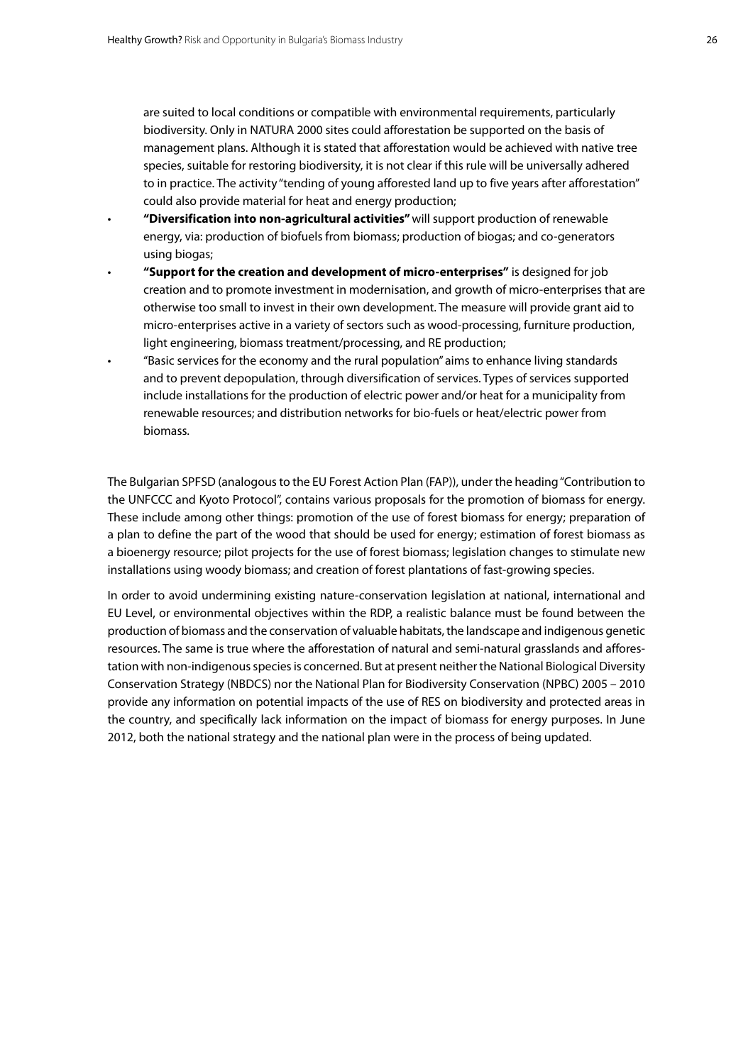are suited to local conditions or compatible with environmental requirements, particularly biodiversity. Only in NATURA 2000 sites could afforestation be supported on the basis of management plans. Although it is stated that afforestation would be achieved with native tree species, suitable for restoring biodiversity, it is not clear if this rule will be universally adhered to in practice. The activity "tending of young afforested land up to five years after afforestation" could also provide material for heat and energy production;

- **"Diversification into non-agricultural activities"** will support production of renewable energy, via: production of biofuels from biomass; production of biogas; and co-generators using biogas;
- **"Support for the creation and development of micro-enterprises"** is designed for job creation and to promote investment in modernisation, and growth of micro-enterprises that are otherwise too small to invest in their own development. The measure will provide grant aid to micro-enterprises active in a variety of sectors such as wood-processing, furniture production, light engineering, biomass treatment/processing, and RE production;
- "Basic services for the economy and the rural population" aims to enhance living standards and to prevent depopulation, through diversification of services. Types of services supported include installations for the production of electric power and/or heat for a municipality from renewable resources; and distribution networks for bio-fuels or heat/electric power from biomass.

The Bulgarian SPFSD (analogous to the EU Forest Action Plan (FAP)), under the heading "Contribution to the UNFCCC and Kyoto Protocol", contains various proposals for the promotion of biomass for energy. These include among other things: promotion of the use of forest biomass for energy; preparation of a plan to define the part of the wood that should be used for energy; estimation of forest biomass as a bioenergy resource; pilot projects for the use of forest biomass; legislation changes to stimulate new installations using woody biomass; and creation of forest plantations of fast-growing species.

In order to avoid undermining existing nature-conservation legislation at national, international and EU Level, or environmental objectives within the RDP, a realistic balance must be found between the production of biomass and the conservation of valuable habitats, the landscape and indigenous genetic resources. The same is true where the afforestation of natural and semi-natural grasslands and afforestation with non-indigenous species is concerned. But at present neither the National Biological Diversity Conservation Strategy (NBDCS) nor the National Plan for Biodiversity Conservation (NPBC) 2005 – 2010 provide any information on potential impacts of the use of RES on biodiversity and protected areas in the country, and specifically lack information on the impact of biomass for energy purposes. In June 2012, both the national strategy and the national plan were in the process of being updated.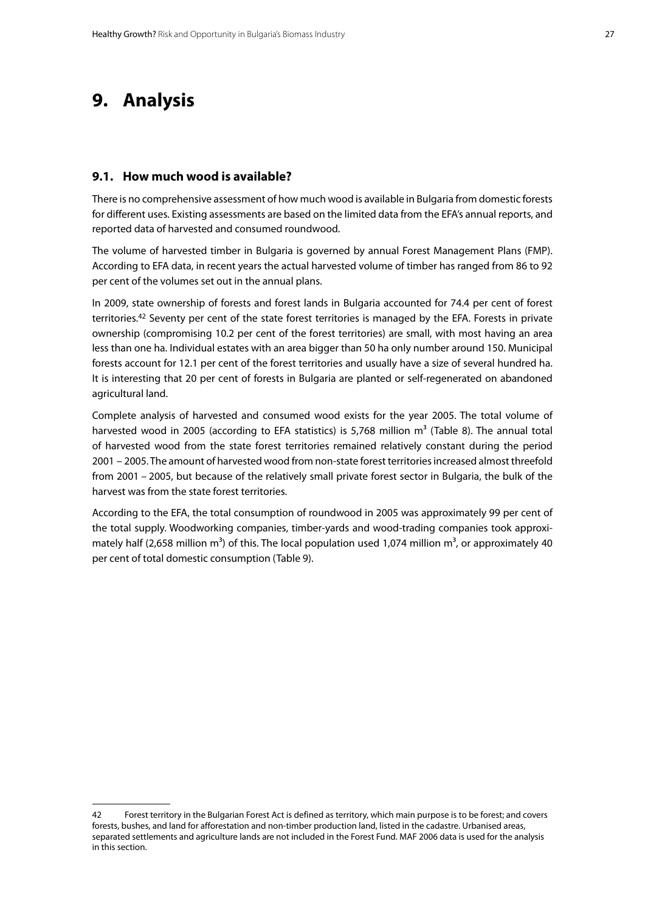# 9. Analysis

## 9.1. How much wood is available?

There is no comprehensive assessment of how much wood is available in Bulgaria from domestic forests for different uses. Existing assessments are based on the limited data from the EFA's annual reports, and reported data of harvested and consumed roundwood.

The volume of harvested timber in Bulgaria is governed by annual Forest Management Plans (FMP). According to EFA data, in recent years the actual harvested volume of timber has ranged from 86 to 92 per cent of the volumes set out in the annual plans.

In 2009, state ownership of forests and forest lands in Bulgaria accounted for 74.4 per cent of forest territories.[42] Seventy per cent of the state forest territories is managed by the EFA. Forests in private ownership (compromising 10.2 per cent of the forest territories) are small, with most having an area less than one ha. Individual estates with an area bigger than 50 ha only number around 150. Municipal forests account for 12.1 per cent of the forest territories and usually have a size of several hundred ha. It is interesting that 20 per cent of forests in Bulgaria are planted or self-regenerated on abandoned agricultural land.

Complete analysis of harvested and consumed wood exists for the year 2005. The total volume of harvested wood in 2005 (according to EFA statistics) is 5,768 million $m^3$ (Table 8). The annual total of harvested wood from the state forest territories remained relatively constant during the period 2001 – 2005. The amount of harvested wood from non-state forest territories increased almost threefold from 2001 – 2005, but because of the relatively small private forest sector in Bulgaria, the bulk of the harvest was from the state forest territories.

According to the EFA, the total consumption of roundwood in 2005 was approximately 99 per cent of the total supply. Woodworking companies, timber-yards and wood-trading companies took approximately half (2,658 million $m^3$) of this. The local population used 1,074 million $m^3$, or approximately 40 per cent of total domestic consumption (Table 9).

---

42 Forest territory in the Bulgarian Forest Act is defined as territory, which main purpose is to be forest; and covers forests, bushes, and land for afforestation and non-timber production land, listed in the cadastre. Urbanised areas, separated settlements and agriculture lands are not included in the Forest Fund. MAF 2006 data is used for the analysis in this section.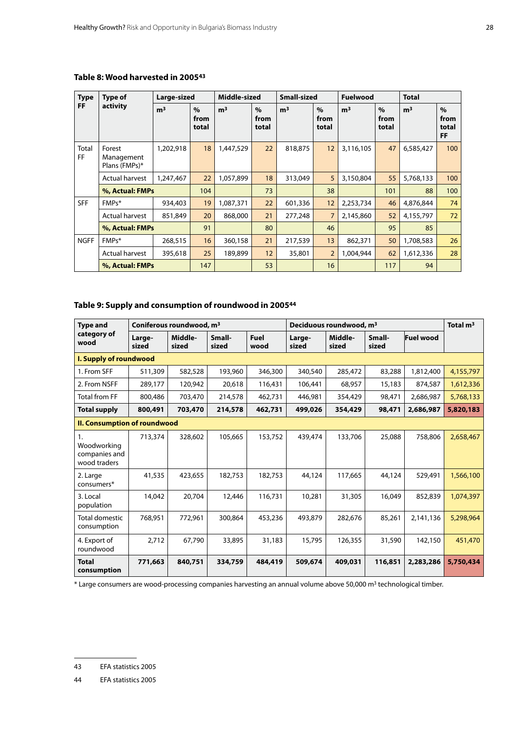### Table 8: Wood harvested in 2005[43]

| Type FF | Type of activity | Large-sized | | Middle-sized | | Small-sized | | Fuelwood | | Total | |
|---|---|---|---|---|---|---|---|---|---|---|---|
| | | m³ | % from total | m³ | % from total | m³ | % from total | m³ | % from total | m³ | % from total FF |
| Total FF | Forest Management Plans (FMPs)* | 1,202,918 | 18 | 1,447,529 | 22 | 818,875 | 12 | 3,116,105 | 47 | 6,585,427 | 100 |
| | Actual harvest | 1,247,467 | 22 | 1,057,899 | 18 | 313,049 | 5 | 3,150,804 | 55 | 5,768,133 | 100 |
| | **%, Actual: FMPs** | | 104 | | 73 | | 38 | | 101 | 88 | 100 |
| SFF | FMPs* | 934,403 | 19 | 1,087,371 | 22 | 601,336 | 12 | 2,253,734 | 46 | 4,876,844 | 74 |
| | Actual harvest | 851,849 | 20 | 868,000 | 21 | 277,248 | 7 | 2,145,860 | 52 | 4,155,797 | 72 |
| | **%, Actual: FMPs** | | 91 | | 80 | | 46 | | 95 | 85 | |
| NGFF | FMPs* | 268,515 | 16 | 360,158 | 21 | 217,539 | 13 | 862,371 | 50 | 1,708,583 | 26 |
| | Actual harvest | 395,618 | 25 | 189,899 | 12 | 35,801 | 2 | 1,004,944 | 62 | 1,612,336 | 28 |
| | **%, Actual: FMPs** | | 147 | | 53 | | 16 | | 117 | 94 | |

### Table 9: Supply and consumption of roundwood in 2005[44]

| Type and category of wood | Coniferous roundwood, m³ | | | | Deciduous roundwood, m³ | | | | Total m³ |
|---|---|---|---|---|---|---|---|---|---|
| | Large-sized | Middle-sized | Small-sized | Fuel wood | Large-sized | Middle-sized | Small-sized | Fuel wood | |
| **I. Supply of roundwood** | | | | | | | | | |
| 1. From SFF | 511,309 | 582,528 | 193,960 | 346,300 | 340,540 | 285,472 | 83,288 | 1,812,400 | 4,155,797 |
| 2. From NSFF | 289,177 | 120,942 | 20,618 | 116,431 | 106,441 | 68,957 | 15,183 | 874,587 | 1,612,336 |
| Total from FF | 800,486 | 703,470 | 214,578 | 462,731 | 446,981 | 354,429 | 98,471 | 2,686,987 | 5,768,133 |
| **Total supply** | **800,491** | **703,470** | **214,578** | **462,731** | **499,026** | **354,429** | **98,471** | **2,686,987** | **5,820,183** |
| **II. Consumption of roundwood** | | | | | | | | | |
| 1. Woodworking companies and wood traders | 713,374 | 328,602 | 105,665 | 153,752 | 439,474 | 133,706 | 25,088 | 758,806 | 2,658,467 |
| 2. Large consumers* | 41,535 | 423,655 | 182,753 | 182,753 | 44,124 | 117,665 | 44,124 | 529,491 | 1,566,100 |
| 3. Local population | 14,042 | 20,704 | 12,446 | 116,731 | 10,281 | 31,305 | 16,049 | 852,839 | 1,074,397 |
| Total domestic consumption | 768,951 | 772,961 | 300,864 | 453,236 | 493,879 | 282,676 | 85,261 | 2,141,136 | 5,298,964 |
| 4. Export of roundwood | 2,712 | 67,790 | 33,895 | 31,183 | 15,795 | 126,355 | 31,590 | 142,150 | 451,470 |
| **Total consumption** | **771,663** | **840,751** | **334,759** | **484,419** | **509,674** | **409,031** | **116,851** | **2,283,286** | **5,750,434** |

* Large consumers are wood-processing companies harvesting an annual volume above 50,000 m³ technological timber.

43 EFA statistics 2005

44 EFA statistics 2005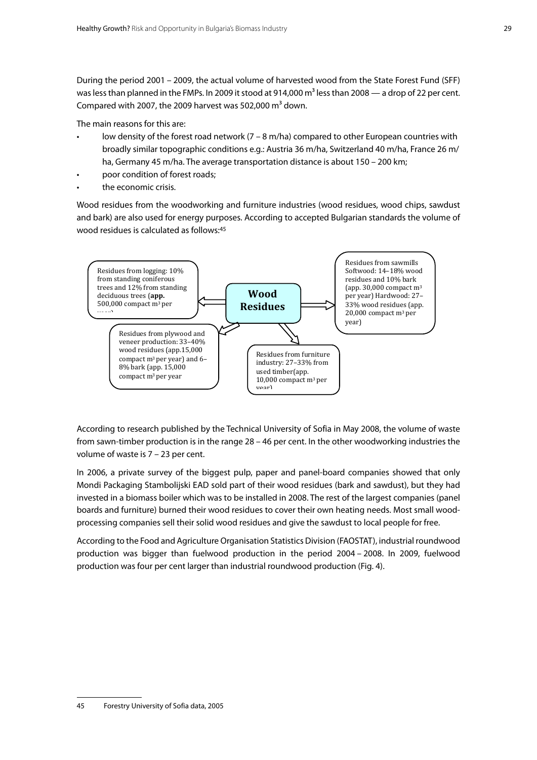During the period 2001 – 2009, the actual volume of harvested wood from the State Forest Fund (SFF) was less than planned in the FMPs. In 2009 it stood at 914,000 m$^3$ less than 2008 — a drop of 22 per cent. Compared with 2007, the 2009 harvest was 502,000 m$^3$ down.

The main reasons for this are:

- low density of the forest road network (7 – 8 m/ha) compared to other European countries with broadly similar topographic conditions e.g.: Austria 36 m/ha, Switzerland 40 m/ha, France 26 m/ha, Germany 45 m/ha. The average transportation distance is about 150 – 200 km;
- poor condition of forest roads;
- the economic crisis.

Wood residues from the woodworking and furniture industries (wood residues, wood chips, sawdust and bark) are also used for energy purposes. According to accepted Bulgarian standards the volume of wood residues is calculated as follows:[45]

**Wood Residues**

Residues from logging: 10% from standing coniferous trees and 12% from standing deciduous trees (**app.** 500,000 compact m$^3$ per year)

Residues from sawmills Softwood: 14–18% wood residues and 10% bark (app. 30,000 compact m$^3$ per year) Hardwood: 27–33% wood residues (app. 20,000 compact m$^3$ per year)

Residues from plywood and veneer production: 33–40% wood residues (app.15,000 compact m$^3$ per year) and 6–8% bark (app. 15,000 compact m$^3$ per year

Residues from furniture industry: 27–33% from used timber(app. 10,000 compact m$^3$ per year)

According to research published by the Technical University of Sofia in May 2008, the volume of waste from sawn-timber production is in the range 28 – 46 per cent. In the other woodworking industries the volume of waste is 7 – 23 per cent.

In 2006, a private survey of the biggest pulp, paper and panel-board companies showed that only Mondi Packaging Stambolijski EAD sold part of their wood residues (bark and sawdust), but they had invested in a biomass boiler which was to be installed in 2008. The rest of the largest companies (panel boards and furniture) burned their wood residues to cover their own heating needs. Most small wood-processing companies sell their solid wood residues and give the sawdust to local people for free.

According to the Food and Agriculture Organisation Statistics Division (FAOSTAT), industrial roundwood production was bigger than fuelwood production in the period 2004 – 2008. In 2009, fuelwood production was four per cent larger than industrial roundwood production (Fig. 4).

---

45 Forestry University of Sofia data, 2005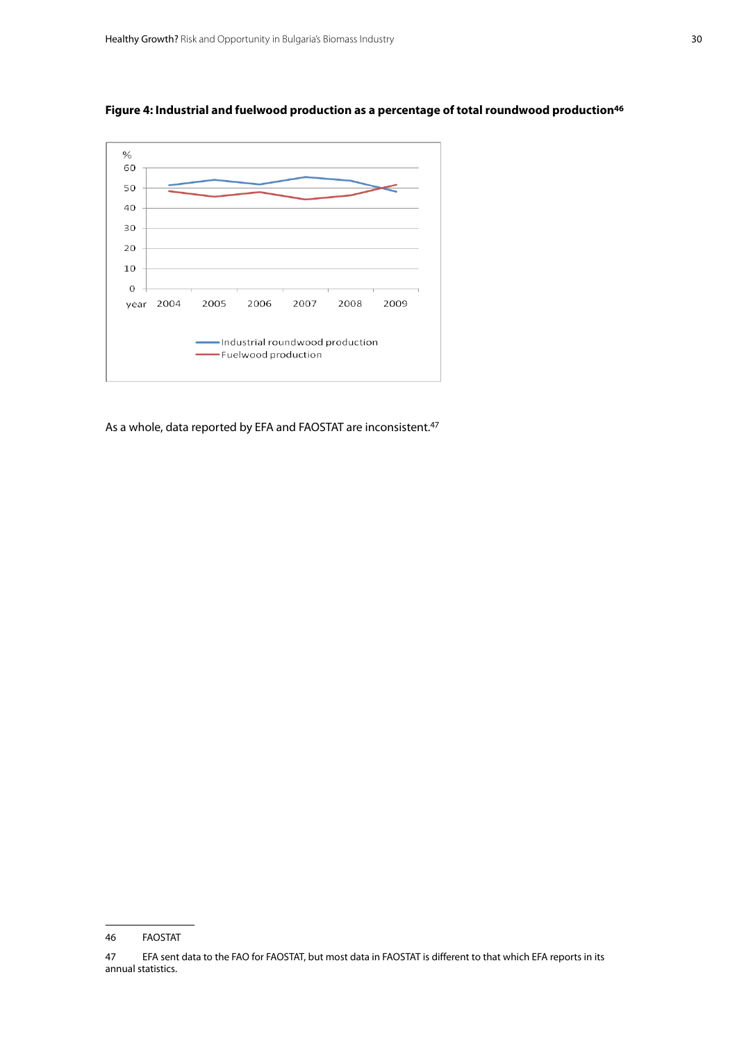**Figure 4: Industrial and fuelwood production as a percentage of total roundwood production**[46]

%
60
50
40
30
20
10
0
year 2004 2005 2006 2007 2008 2009

Industrial roundwood production
Fuelwood production

As a whole, data reported by EFA and FAOSTAT are inconsistent.[47]

---

46 FAOSTAT

47 EFA sent data to the FAO for FAOSTAT, but most data in FAOSTAT is different to that which EFA reports in its annual statistics.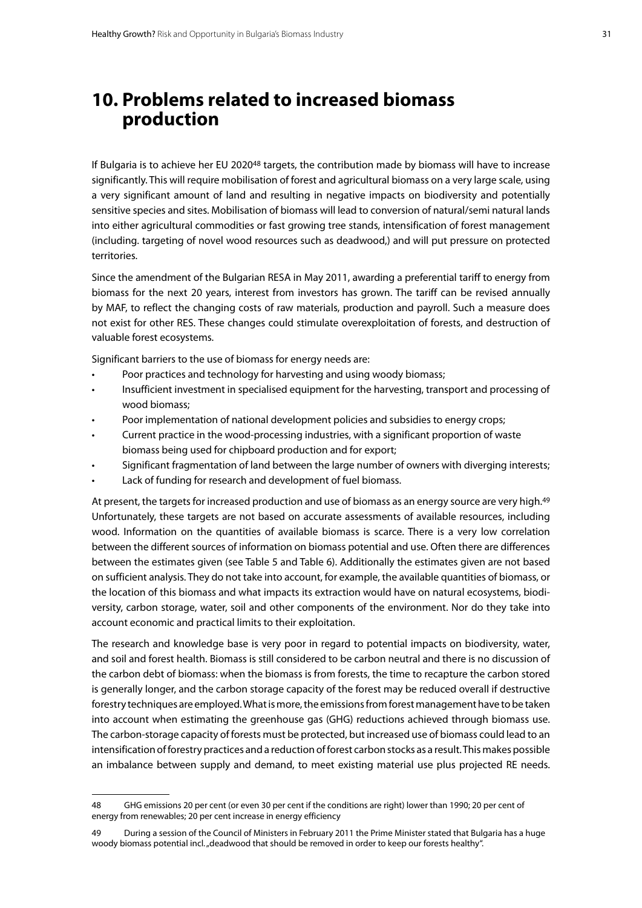# 10. Problems related to increased biomass production

If Bulgaria is to achieve her EU 2020[48] targets, the contribution made by biomass will have to increase significantly. This will require mobilisation of forest and agricultural biomass on a very large scale, using a very significant amount of land and resulting in negative impacts on biodiversity and potentially sensitive species and sites. Mobilisation of biomass will lead to conversion of natural/semi natural lands into either agricultural commodities or fast growing tree stands, intensification of forest management (including. targeting of novel wood resources such as deadwood,) and will put pressure on protected territories.

Since the amendment of the Bulgarian RESA in May 2011, awarding a preferential tariff to energy from biomass for the next 20 years, interest from investors has grown. The tariff can be revised annually by MAF, to reflect the changing costs of raw materials, production and payroll. Such a measure does not exist for other RES. These changes could stimulate overexploitation of forests, and destruction of valuable forest ecosystems.

Significant barriers to the use of biomass for energy needs are:

- Poor practices and technology for harvesting and using woody biomass;
- Insufficient investment in specialised equipment for the harvesting, transport and processing of wood biomass;
- Poor implementation of national development policies and subsidies to energy crops;
- Current practice in the wood-processing industries, with a significant proportion of waste biomass being used for chipboard production and for export;
- Significant fragmentation of land between the large number of owners with diverging interests;
- Lack of funding for research and development of fuel biomass.

At present, the targets for increased production and use of biomass as an energy source are very high.[49] Unfortunately, these targets are not based on accurate assessments of available resources, including wood. Information on the quantities of available biomass is scarce. There is a very low correlation between the different sources of information on biomass potential and use. Often there are differences between the estimates given (see Table 5 and Table 6). Additionally the estimates given are not based on sufficient analysis. They do not take into account, for example, the available quantities of biomass, or the location of this biomass and what impacts its extraction would have on natural ecosystems, biodiversity, carbon storage, water, soil and other components of the environment. Nor do they take into account economic and practical limits to their exploitation.

The research and knowledge base is very poor in regard to potential impacts on biodiversity, water, and soil and forest health. Biomass is still considered to be carbon neutral and there is no discussion of the carbon debt of biomass: when the biomass is from forests, the time to recapture the carbon stored is generally longer, and the carbon storage capacity of the forest may be reduced overall if destructive forestry techniques are employed. What is more, the emissions from forest management have to be taken into account when estimating the greenhouse gas (GHG) reductions achieved through biomass use. The carbon-storage capacity of forests must be protected, but increased use of biomass could lead to an intensification of forestry practices and a reduction of forest carbon stocks as a result. This makes possible an imbalance between supply and demand, to meet existing material use plus projected RE needs.

---

48 GHG emissions 20 per cent (or even 30 per cent if the conditions are right) lower than 1990; 20 per cent of energy from renewables; 20 per cent increase in energy efficiency

49 During a session of the Council of Ministers in February 2011 the Prime Minister stated that Bulgaria has a huge woody biomass potential incl. „deadwood that should be removed in order to keep our forests healthy".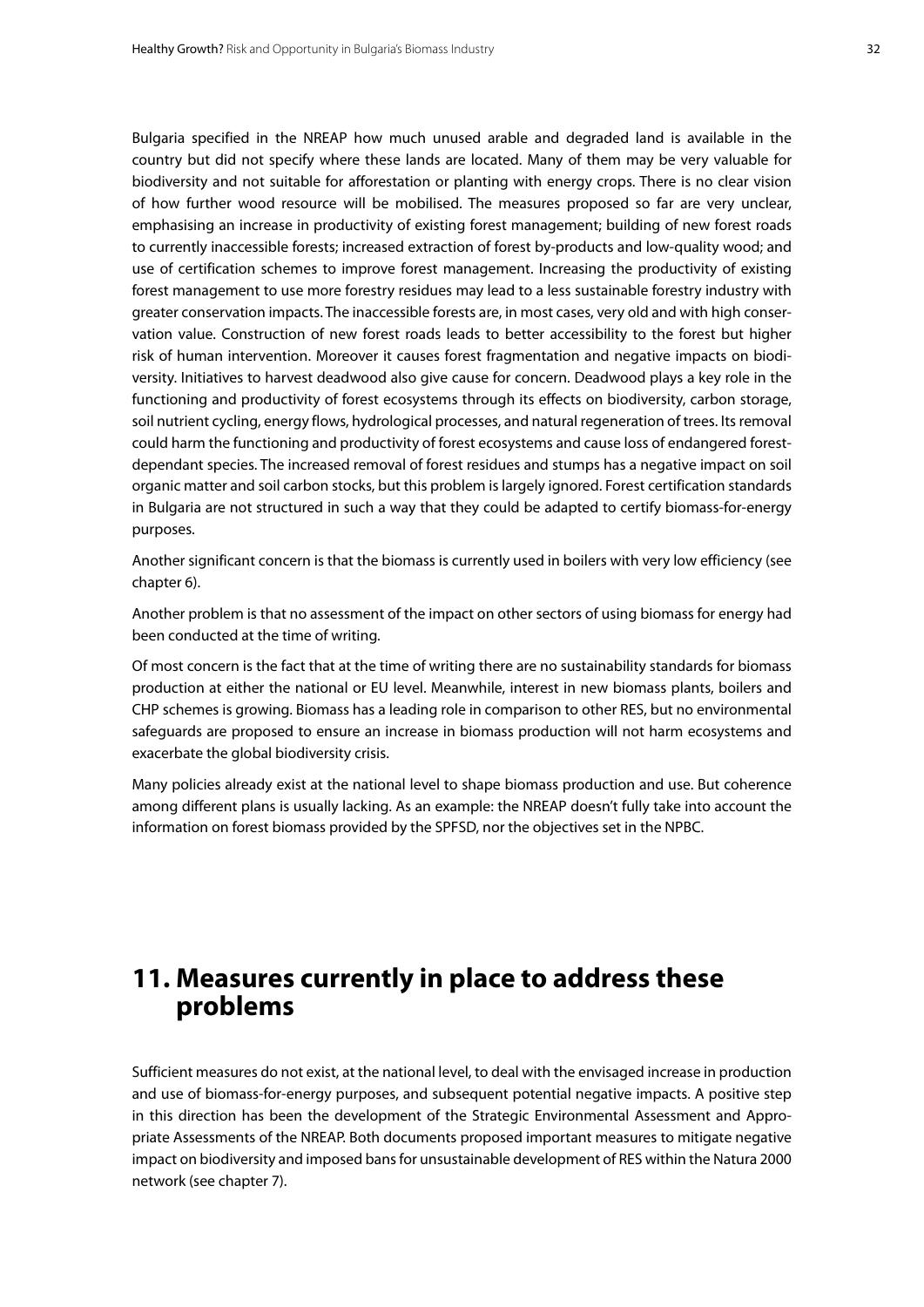Bulgaria specified in the NREAP how much unused arable and degraded land is available in the country but did not specify where these lands are located. Many of them may be very valuable for biodiversity and not suitable for afforestation or planting with energy crops. There is no clear vision of how further wood resource will be mobilised. The measures proposed so far are very unclear, emphasising an increase in productivity of existing forest management; building of new forest roads to currently inaccessible forests; increased extraction of forest by-products and low-quality wood; and use of certification schemes to improve forest management. Increasing the productivity of existing forest management to use more forestry residues may lead to a less sustainable forestry industry with greater conservation impacts. The inaccessible forests are, in most cases, very old and with high conservation value. Construction of new forest roads leads to better accessibility to the forest but higher risk of human intervention. Moreover it causes forest fragmentation and negative impacts on biodiversity. Initiatives to harvest deadwood also give cause for concern. Deadwood plays a key role in the functioning and productivity of forest ecosystems through its effects on biodiversity, carbon storage, soil nutrient cycling, energy flows, hydrological processes, and natural regeneration of trees. Its removal could harm the functioning and productivity of forest ecosystems and cause loss of endangered forest-dependant species. The increased removal of forest residues and stumps has a negative impact on soil organic matter and soil carbon stocks, but this problem is largely ignored. Forest certification standards in Bulgaria are not structured in such a way that they could be adapted to certify biomass-for-energy purposes.

Another significant concern is that the biomass is currently used in boilers with very low efficiency (see chapter 6).

Another problem is that no assessment of the impact on other sectors of using biomass for energy had been conducted at the time of writing.

Of most concern is the fact that at the time of writing there are no sustainability standards for biomass production at either the national or EU level. Meanwhile, interest in new biomass plants, boilers and CHP schemes is growing. Biomass has a leading role in comparison to other RES, but no environmental safeguards are proposed to ensure an increase in biomass production will not harm ecosystems and exacerbate the global biodiversity crisis.

Many policies already exist at the national level to shape biomass production and use. But coherence among different plans is usually lacking. As an example: the NREAP doesn't fully take into account the information on forest biomass provided by the SPFSD, nor the objectives set in the NPBC.

# 11. Measures currently in place to address these problems

Sufficient measures do not exist, at the national level, to deal with the envisaged increase in production and use of biomass-for-energy purposes, and subsequent potential negative impacts. A positive step in this direction has been the development of the Strategic Environmental Assessment and Appropriate Assessments of the NREAP. Both documents proposed important measures to mitigate negative impact on biodiversity and imposed bans for unsustainable development of RES within the Natura 2000 network (see chapter 7).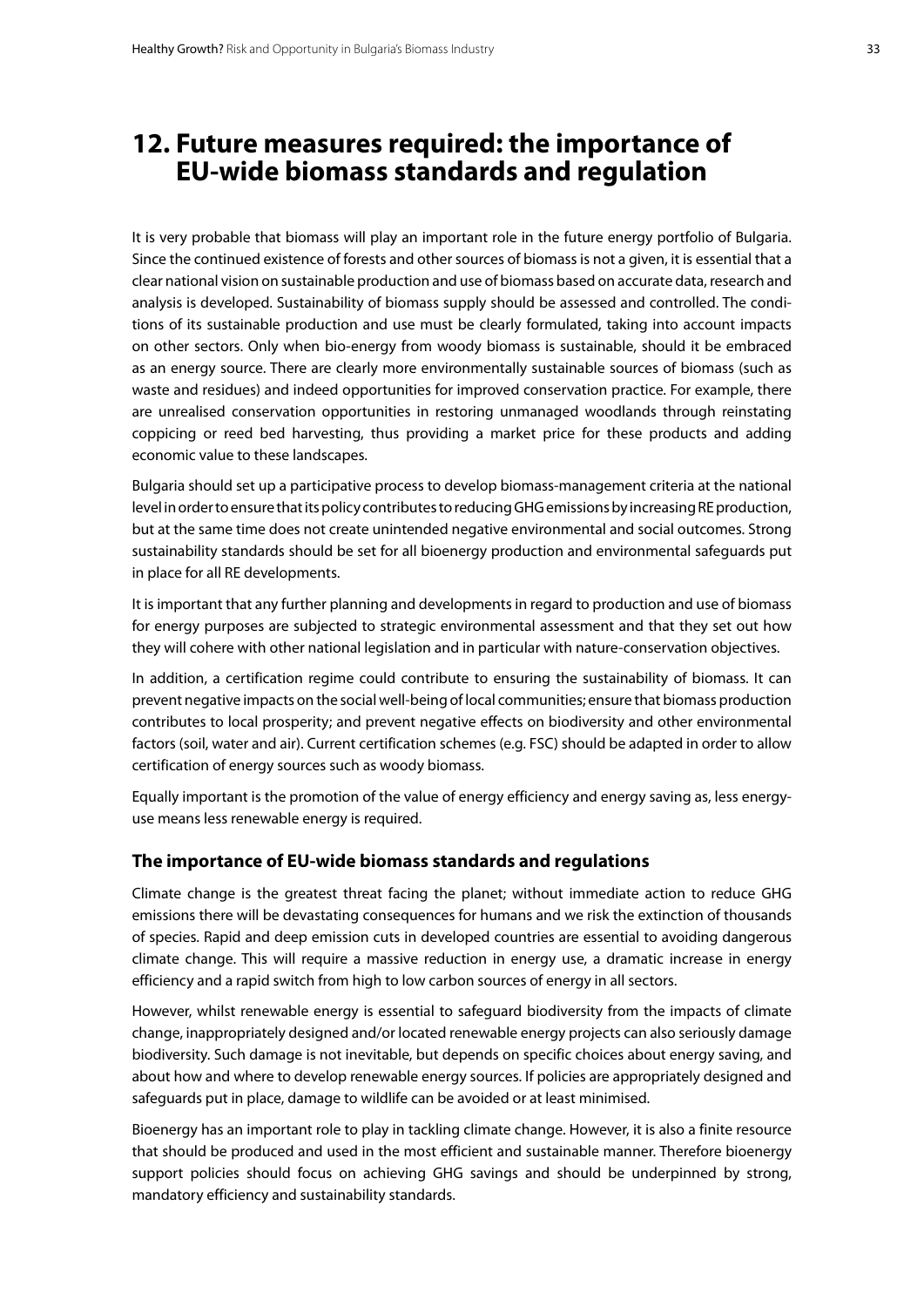# 12. Future measures required: the importance of EU-wide biomass standards and regulation

It is very probable that biomass will play an important role in the future energy portfolio of Bulgaria. Since the continued existence of forests and other sources of biomass is not a given, it is essential that a clear national vision on sustainable production and use of biomass based on accurate data, research and analysis is developed. Sustainability of biomass supply should be assessed and controlled. The conditions of its sustainable production and use must be clearly formulated, taking into account impacts on other sectors. Only when bio-energy from woody biomass is sustainable, should it be embraced as an energy source. There are clearly more environmentally sustainable sources of biomass (such as waste and residues) and indeed opportunities for improved conservation practice. For example, there are unrealised conservation opportunities in restoring unmanaged woodlands through reinstating coppicing or reed bed harvesting, thus providing a market price for these products and adding economic value to these landscapes.

Bulgaria should set up a participative process to develop biomass-management criteria at the national level in order to ensure that its policy contributes to reducing GHG emissions by increasing RE production, but at the same time does not create unintended negative environmental and social outcomes. Strong sustainability standards should be set for all bioenergy production and environmental safeguards put in place for all RE developments.

It is important that any further planning and developments in regard to production and use of biomass for energy purposes are subjected to strategic environmental assessment and that they set out how they will cohere with other national legislation and in particular with nature-conservation objectives.

In addition, a certification regime could contribute to ensuring the sustainability of biomass. It can prevent negative impacts on the social well-being of local communities; ensure that biomass production contributes to local prosperity; and prevent negative effects on biodiversity and other environmental factors (soil, water and air). Current certification schemes (e.g. FSC) should be adapted in order to allow certification of energy sources such as woody biomass.

Equally important is the promotion of the value of energy efficiency and energy saving as, less energy-use means less renewable energy is required.

### The importance of EU-wide biomass standards and regulations

Climate change is the greatest threat facing the planet; without immediate action to reduce GHG emissions there will be devastating consequences for humans and we risk the extinction of thousands of species. Rapid and deep emission cuts in developed countries are essential to avoiding dangerous climate change. This will require a massive reduction in energy use, a dramatic increase in energy efficiency and a rapid switch from high to low carbon sources of energy in all sectors.

However, whilst renewable energy is essential to safeguard biodiversity from the impacts of climate change, inappropriately designed and/or located renewable energy projects can also seriously damage biodiversity. Such damage is not inevitable, but depends on specific choices about energy saving, and about how and where to develop renewable energy sources. If policies are appropriately designed and safeguards put in place, damage to wildlife can be avoided or at least minimised.

Bioenergy has an important role to play in tackling climate change. However, it is also a finite resource that should be produced and used in the most efficient and sustainable manner. Therefore bioenergy support policies should focus on achieving GHG savings and should be underpinned by strong, mandatory efficiency and sustainability standards.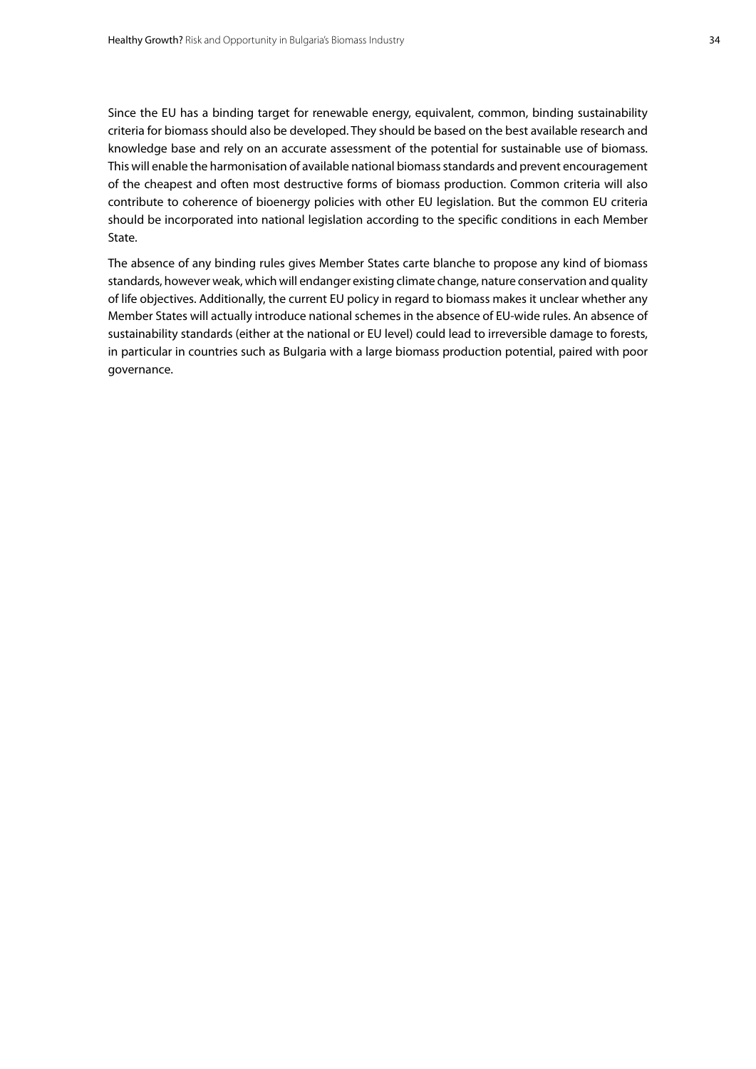Since the EU has a binding target for renewable energy, equivalent, common, binding sustainability criteria for biomass should also be developed. They should be based on the best available research and knowledge base and rely on an accurate assessment of the potential for sustainable use of biomass. This will enable the harmonisation of available national biomass standards and prevent encouragement of the cheapest and often most destructive forms of biomass production. Common criteria will also contribute to coherence of bioenergy policies with other EU legislation. But the common EU criteria should be incorporated into national legislation according to the specific conditions in each Member State.

The absence of any binding rules gives Member States carte blanche to propose any kind of biomass standards, however weak, which will endanger existing climate change, nature conservation and quality of life objectives. Additionally, the current EU policy in regard to biomass makes it unclear whether any Member States will actually introduce national schemes in the absence of EU-wide rules. An absence of sustainability standards (either at the national or EU level) could lead to irreversible damage to forests, in particular in countries such as Bulgaria with a large biomass production potential, paired with poor governance.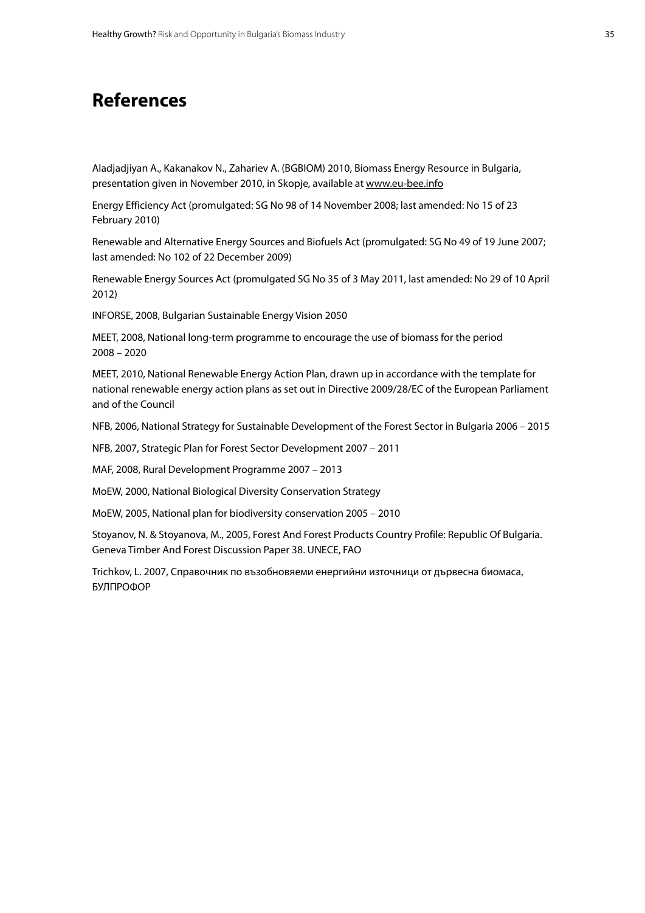# References

Aladjadjiyan A., Kakanakov N., Zahariev A. (BGBIOM) 2010, Biomass Energy Resource in Bulgaria, presentation given in November 2010, in Skopje, available at www.eu-bee.info

Energy Efficiency Act (promulgated: SG No 98 of 14 November 2008; last amended: No 15 of 23 February 2010)

Renewable and Alternative Energy Sources and Biofuels Act (promulgated: SG No 49 of 19 June 2007; last amended: No 102 of 22 December 2009)

Renewable Energy Sources Act (promulgated SG No 35 of 3 May 2011, last amended: No 29 of 10 April 2012)

INFORSE, 2008, Bulgarian Sustainable Energy Vision 2050

MEET, 2008, National long-term programme to encourage the use of biomass for the period 2008 – 2020

MEET, 2010, National Renewable Energy Action Plan, drawn up in accordance with the template for national renewable energy action plans as set out in Directive 2009/28/EC of the European Parliament and of the Council

NFB, 2006, National Strategy for Sustainable Development of the Forest Sector in Bulgaria 2006 – 2015

NFB, 2007, Strategic Plan for Forest Sector Development 2007 – 2011

MAF, 2008, Rural Development Programme 2007 – 2013

MoEW, 2000, National Biological Diversity Conservation Strategy

MoEW, 2005, National plan for biodiversity conservation 2005 – 2010

Stoyanov, N. & Stoyanova, M., 2005, Forest And Forest Products Country Profile: Republic Of Bulgaria. Geneva Timber And Forest Discussion Paper 38. UNECE, FAO

Trichkov, L. 2007, Справочник по възобновяеми енергийни източници от дървесна биомаса, БУЛПРОФОР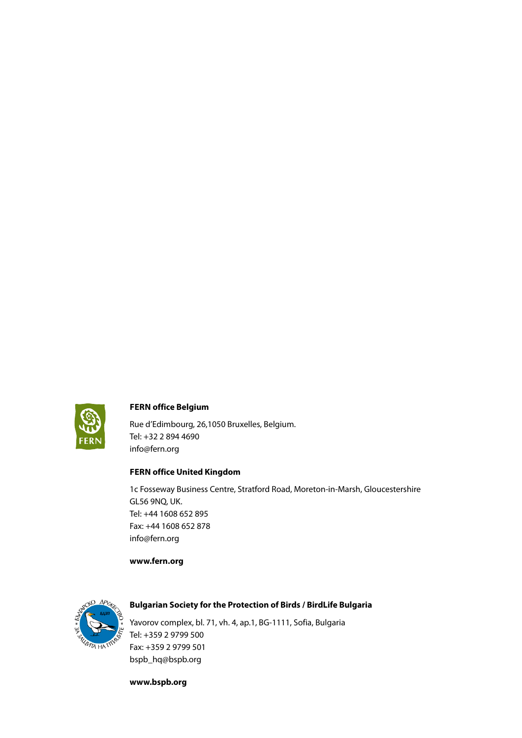**FERN office Belgium**

Rue d'Edimbourg, 26,1050 Bruxelles, Belgium.
Tel: +32 2 894 4690
info@fern.org

**FERN office United Kingdom**

1c Fosseway Business Centre, Stratford Road, Moreton-in-Marsh, Gloucestershire
GL56 9NQ, UK.
Tel: +44 1608 652 895
Fax: +44 1608 652 878
info@fern.org

**www.fern.org**

**Bulgarian Society for the Protection of Birds / BirdLife Bulgaria**

Yavorov complex, bl. 71, vh. 4, ap.1, BG-1111, Sofia, Bulgaria
Tel: +359 2 9799 500
Fax: +359 2 9799 501
bspb_hq@bspb.org

**www.bspb.org**